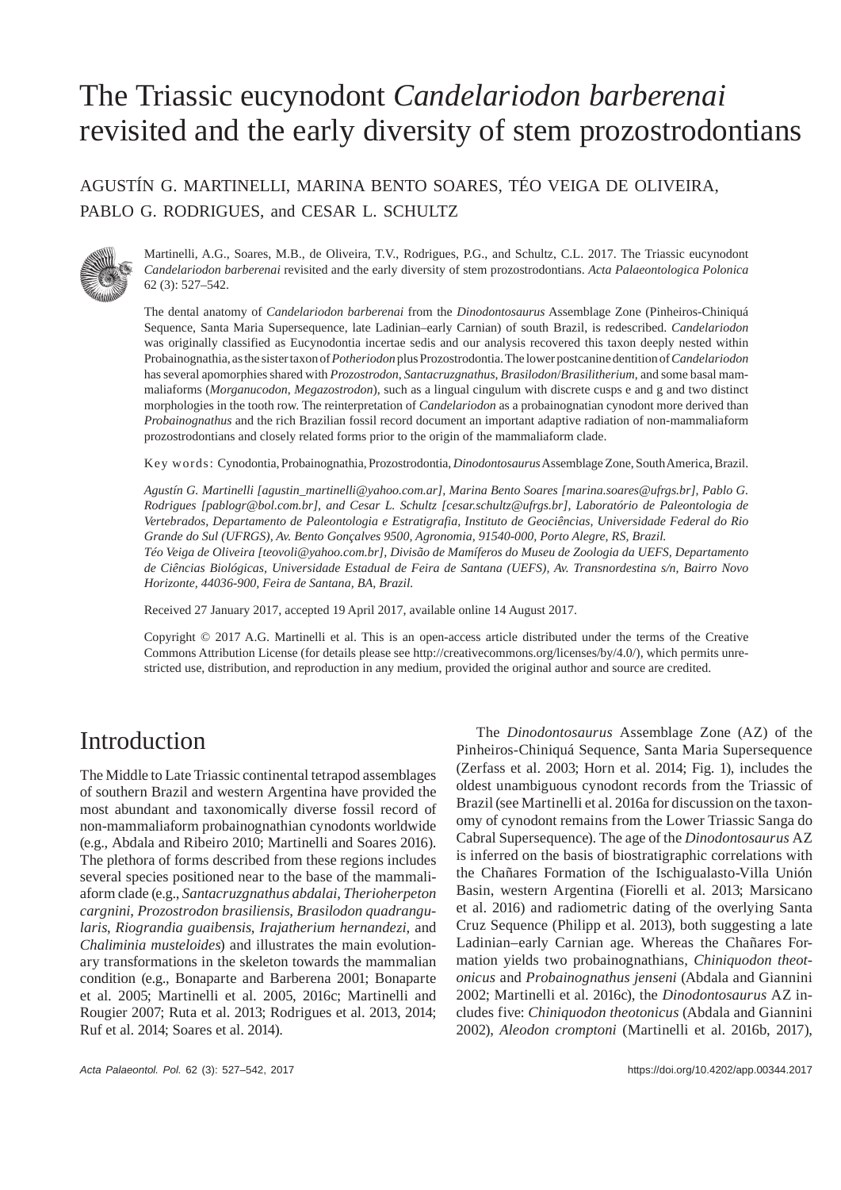# The Triassic eucynodont *Candelariodon barberenai* revisited and the early diversity of stem prozostrodontians

AGUSTÍN G. MARTINELLI, MARINA BENTO SOARES, TÉO VEIGA DE OLIVEIRA, PABLO G. RODRIGUES, and CESAR L. SCHULTZ

Martinelli, A.G., Soares, M.B., de Oliveira, T.V., Rodrigues, P.G., and Schultz, C.L. 2017. The Triassic eucynodont *Candelariodon barberenai* revisited and the early diversity of stem prozostrodontians. *Acta Palaeontologica Polonica* 62 (3): 527–542.

The dental anatomy of *Candelariodon barberenai* from the *Dinodontosaurus* Assemblage Zone (Pinheiros-Chiniquá Sequence, Santa Maria Supersequence, late Ladinian–early Carnian) of south Brazil, is redescribed. *Candelariodon* was originally classified as Eucynodontia incertae sedis and our analysis recovered this taxon deeply nested within Probainognathia, as the sister taxon of *Potheriodon* plus Prozostrodontia. The lower postcanine dentition of *Candelariodon* has several apomorphies shared with *Prozostrodon*, *Santacruzgnathus*, *Brasilodon*/*Brasilitherium*, and some basal mammaliaforms (*Morganucodon*, *Megazostrodon*), such as a lingual cingulum with discrete cusps e and g and two distinct morphologies in the tooth row. The reinterpretation of *Candelariodon* as a probainognathian cynodont more derived than *Probainognathus* and the rich Brazilian fossil record document an important adaptive radiation of non-mammaliaform prozostrodontians and closely related forms prior to the origin of the mammaliaform clade.

Key words: Cynodontia, Probainognathia, Prozostrodontia, *Dinodontosaurus* Assemblage Zone, South America, Brazil.

*Agustín G. Martinelli [agustin_martinelli@yahoo.com.ar], Marina Bento Soares [marina.soares@ufrgs.br], Pablo G. Rodrigues [pablogr@bol.com.br], and Cesar L. Schultz [cesar.schultz@ufrgs.br], Laboratório de Paleontologia de Vertebrados, Departamento de Paleontologia e Estratigrafia, Instituto de Geociências, Universidade Federal do Rio Grande do Sul (UFRGS), Av. Bento Gonçalves 9500, Agronomia, 91540-000, Porto Alegre, RS, Brazil.*
*Téo Veiga de Oliveira [teovoli@yahoo.com.br], Divisão de Mamíferos do Museu de Zoologia da UEFS, Departamento de Ciências Biológicas, Universidade Estadual de Feira de Santana (UEFS), Av. Transnordestina s/n, Bairro Novo Horizonte, 44036-900, Feira de Santana, BA, Brazil.*

Received 27 January 2017, accepted 19 April 2017, available online 14 August 2017.

Copyright © 2017 A.G. Martinelli et al. This is an open-access article distributed under the terms of the Creative Commons Attribution License (for details please see http://creativecommons.org/licenses/by/4.0/), which permits unrestricted use, distribution, and reproduction in any medium, provided the original author and source are credited.

## Introduction

The Middle to Late Triassic continental tetrapod assemblages of southern Brazil and western Argentina have provided the most abundant and taxonomically diverse fossil record of non-mammaliaform probainognathian cynodonts worldwide (e.g., Abdala and Ribeiro 2010; Martinelli and Soares 2016). The plethora of forms described from these regions includes several species positioned near to the base of the mammaliaform clade (e.g., *Santacruzgnathus abdalai*, *Therioherpeton cargnini*, *Prozostrodon brasiliensis*, *Brasilodon quadrangularis*, *Riograndia guaibensis*, *Irajatherium hernandezi*, and *Chaliminia musteloides*) and illustrates the main evolutionary transformations in the skeleton towards the mammalian condition (e.g., Bonaparte and Barberena 2001; Bonaparte et al. 2005; Martinelli et al. 2005, 2016c; Martinelli and Rougier 2007; Ruta et al. 2013; Rodrigues et al. 2013, 2014; Ruf et al. 2014; Soares et al. 2014).

The *Dinodontosaurus* Assemblage Zone (AZ) of the Pinheiros-Chiniquá Sequence, Santa Maria Supersequence (Zerfass et al. 2003; Horn et al. 2014; Fig. 1), includes the oldest unambiguous cynodont records from the Triassic of Brazil (see Martinelli et al. 2016a for discussion on the taxonomy of cynodont remains from the Lower Triassic Sanga do Cabral Supersequence). The age of the *Dinodontosaurus* AZ is inferred on the basis of biostratigraphic correlations with the Chañares Formation of the Ischigualasto-Villa Unión Basin, western Argentina (Fiorelli et al. 2013; Marsicano et al. 2016) and radiometric dating of the overlying Santa Cruz Sequence (Philipp et al. 2013), both suggesting a late Ladinian–early Carnian age. Whereas the Chañares Formation yields two probainognathians, *Chiniquodon theotonicus* and *Probainognathus jenseni* (Abdala and Giannini 2002; Martinelli et al. 2016c), the *Dinodontosaurus* AZ includes five: *Chiniquodon theotonicus* (Abdala and Giannini 2002), *Aleodon cromptoni* (Martinelli et al. 2016b, 2017),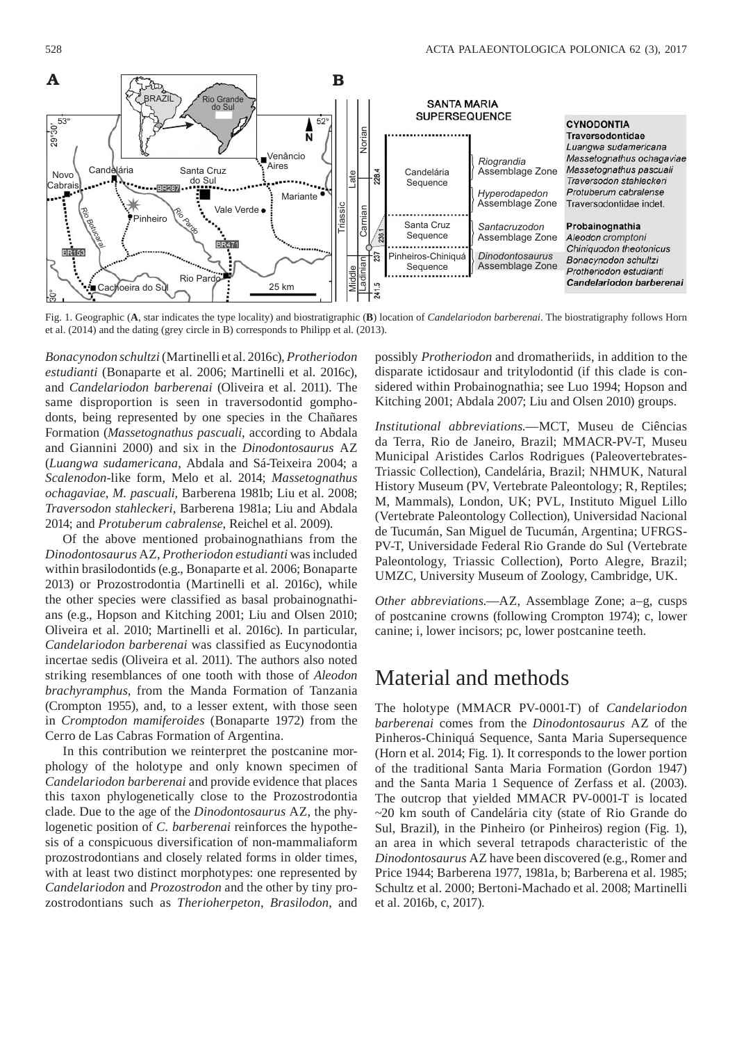Fig. 1. Geographic (**A**, star indicates the type locality) and biostratigraphic (**B**) location of *Candelariodon barberenai*. The biostratigraphy follows Horn et al. (2014) and the dating (grey circle in B) corresponds to Philipp et al. (2013).

*Bonacynodon schultzi* (Martinelli et al. 2016c), *Protheriodon estudianti* (Bonaparte et al. 2006; Martinelli et al. 2016c), and *Candelariodon barberenai* (Oliveira et al. 2011). The same disproportion is seen in traversodontid gomphodonts, being represented by one species in the Chañares Formation (*Massetognathus pascuali*, according to Abdala and Giannini 2000) and six in the *Dinodontosaurus* AZ (*Luangwa sudamericana*, Abdala and Sá-Teixeira 2004; a *Scalenodon*-like form, Melo et al. 2014; *Massetognathus ochagaviae*, *M. pascuali*, Barberena 1981b; Liu et al. 2008; *Traversodon stahleckeri*, Barberena 1981a; Liu and Abdala 2014; and *Protuberum cabralense*, Reichel et al. 2009).

Of the above mentioned probainognathians from the *Dinodontosaurus* AZ, *Protheriodon estudianti* was included within brasilodontids (e.g., Bonaparte et al. 2006; Bonaparte 2013) or Prozostrodontia (Martinelli et al. 2016c), while the other species were classified as basal probainognathians (e.g., Hopson and Kitching 2001; Liu and Olsen 2010; Oliveira et al. 2010; Martinelli et al. 2016c). In particular, *Candelariodon barberenai* was classified as Eucynodontia incertae sedis (Oliveira et al. 2011). The authors also noted striking resemblances of one tooth with those of *Aleodon brachyramphus*, from the Manda Formation of Tanzania (Crompton 1955), and, to a lesser extent, with those seen in *Cromptodon mamiferoides* (Bonaparte 1972) from the Cerro de Las Cabras Formation of Argentina.

In this contribution we reinterpret the postcanine morphology of the holotype and only known specimen of *Candelariodon barberenai* and provide evidence that places this taxon phylogenetically close to the Prozostrodontia clade. Due to the age of the *Dinodontosaurus* AZ, the phylogenetic position of *C. barberenai* reinforces the hypothesis of a conspicuous diversification of non-mammaliaform prozostrodontians and closely related forms in older times, with at least two distinct morphotypes: one represented by *Candelariodon* and *Prozostrodon* and the other by tiny prozostrodontians such as *Therioherpeton*, *Brasilodon*, and possibly *Protheriodon* and dromatheriids, in addition to the disparate ictidosaur and tritylodontid (if this clade is considered within Probainognathia; see Luo 1994; Hopson and Kitching 2001; Abdala 2007; Liu and Olsen 2010) groups.

*Institutional abbreviations*.—MCT, Museu de Ciências da Terra, Rio de Janeiro, Brazil; MMACR-PV-T, Museu Municipal Aristides Carlos Rodrigues (Paleovertebrates-Triassic Collection), Candelária, Brazil; NHMUK, Natural History Museum (PV, Vertebrate Paleontology; R, Reptiles; M, Mammals), London, UK; PVL, Instituto Miguel Lillo (Vertebrate Paleontology Collection), Universidad Nacional de Tucumán, San Miguel de Tucumán, Argentina; UFRGS-PV-T, Universidade Federal Rio Grande do Sul (Vertebrate Paleontology, Triassic Collection), Porto Alegre, Brazil; UMZC, University Museum of Zoology, Cambridge, UK.

*Other abbreviations*.—AZ, Assemblage Zone; a–g, cusps of postcanine crowns (following Crompton 1974); c, lower canine; i, lower incisors; pc, lower postcanine teeth.

# Material and methods

The holotype (MMACR PV-0001-T) of *Candelariodon barberenai* comes from the *Dinodontosaurus* AZ of the Pinheros-Chiniquá Sequence, Santa Maria Supersequence (Horn et al. 2014; Fig. 1). It corresponds to the lower portion of the traditional Santa Maria Formation (Gordon 1947) and the Santa Maria 1 Sequence of Zerfass et al. (2003). The outcrop that yielded MMACR PV-0001-T is located ~20 km south of Candelária city (state of Rio Grande do Sul, Brazil), in the Pinheiro (or Pinheiros) region (Fig. 1), an area in which several tetrapods characteristic of the *Dinodontosaurus* AZ have been discovered (e.g., Romer and Price 1944; Barberena 1977, 1981a, b; Barberena et al. 1985; Schultz et al. 2000; Bertoni-Machado et al. 2008; Martinelli et al. 2016b, c, 2017).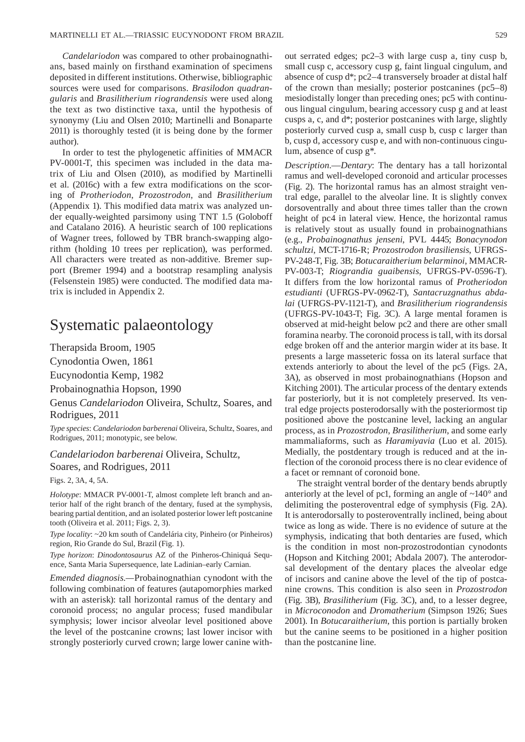*Candelariodon* was compared to other probainognathians, based mainly on firsthand examination of specimens deposited in different institutions. Otherwise, bibliographic sources were used for comparisons. *Brasilodon quadrangularis* and *Brasilitherium riograndensis* were used along the text as two distinctive taxa, until the hypothesis of synonymy (Liu and Olsen 2010; Martinelli and Bonaparte 2011) is thoroughly tested (it is being done by the former author).

In order to test the phylogenetic affinities of MMACR PV-0001-T, this specimen was included in the data matrix of Liu and Olsen (2010), as modified by Martinelli et al. (2016c) with a few extra modifications on the scoring of *Protheriodon*, *Prozostrodon*, and *Brasilitherium* (Appendix 1). This modified data matrix was analyzed under equally-weighted parsimony using TNT 1.5 (Goloboff and Catalano 2016). A heuristic search of 100 replications of Wagner trees, followed by TBR branch-swapping algorithm (holding 10 trees per replication), was performed. All characters were treated as non-additive. Bremer support (Bremer 1994) and a bootstrap resampling analysis (Felsenstein 1985) were conducted. The modified data matrix is included in Appendix 2.

# Systematic palaeontology

Therapsida Broom, 1905

Cynodontia Owen, 1861

Eucynodontia Kemp, 1982

Probainognathia Hopson, 1990

Genus *Candelariodon* Oliveira, Schultz, Soares, and Rodrigues, 2011

*Type species*: *Candelariodon barberenai* Oliveira, Schultz, Soares, and Rodrigues, 2011; monotypic, see below.

## *Candelariodon barberenai* Oliveira, Schultz, Soares, and Rodrigues, 2011

Figs. 2, 3A, 4, 5A.

*Holotype*: MMACR PV-0001-T, almost complete left branch and anterior half of the right branch of the dentary, fused at the symphysis, bearing partial dentition, and an isolated posterior lower left postcanine tooth (Oliveira et al. 2011; Figs. 2, 3).

*Type locality*: ~20 km south of Candelária city, Pinheiro (or Pinheiros) region, Rio Grande do Sul, Brazil (Fig. 1).

*Type horizon*: *Dinodontosaurus* AZ of the Pinheros-Chiniquá Sequence, Santa Maria Supersequence, late Ladinian–early Carnian.

*Emended diagnosis*.—Probainognathian cynodont with the following combination of features (autapomorphies marked with an asterisk): tall horizontal ramus of the dentary and coronoid process; no angular process; fused mandibular symphysis; lower incisor alveolar level positioned above the level of the postcanine crowns; last lower incisor with strongly posteriorly curved crown; large lower canine without serrated edges; pc2–3 with large cusp a, tiny cusp b, small cusp c, accessory cusp g, faint lingual cingulum, and absence of cusp d*; pc2–4 transversely broader at distal half of the crown than mesially; posterior postcanines (pc5–8) mesiodistally longer than preceding ones; pc5 with continuous lingual cingulum, bearing accessory cusp g and at least cusps a, c, and d*; posterior postcanines with large, slightly posteriorly curved cusp a, small cusp b, cusp c larger than b, cusp d, accessory cusp e, and with non-continuous cingulum, absence of cusp g*.

*Description*.—*Dentary*: The dentary has a tall horizontal ramus and well-developed coronoid and articular processes (Fig. 2). The horizontal ramus has an almost straight ventral edge, parallel to the alveolar line. It is slightly convex dorsoventrally and about three times taller than the crown height of pc4 in lateral view. Hence, the horizontal ramus is relatively stout as usually found in probainognathians (e.g., *Probainognathus jenseni*, PVL 4445; *Bonacynodon schultzi*, MCT-1716-R; *Prozostrodon brasiliensis*, UFRGS-PV-248-T, Fig. 3B; *Botucaraitherium belarminoi*, MMACR-PV-003-T; *Riograndia guaibensis*, UFRGS-PV-0596-T). It differs from the low horizontal ramus of *Protheriodon estudianti* (UFRGS-PV-0962-T), *Santacruzgnathus abdalai* (UFRGS-PV-1121-T), and *Brasilitherium riograndensis* (UFRGS-PV-1043-T; Fig. 3C). A large mental foramen is observed at mid-height below pc2 and there are other small foramina nearby. The coronoid process is tall, with its dorsal edge broken off and the anterior margin wider at its base. It presents a large masseteric fossa on its lateral surface that extends anteriorly to about the level of the pc5 (Figs. 2A, 3A), as observed in most probainognathians (Hopson and Kitching 2001). The articular process of the dentary extends far posteriorly, but it is not completely preserved. Its ventral edge projects posterodorsally with the posteriormost tip positioned above the postcanine level, lacking an angular process, as in *Prozostrodon*, *Brasilitherium*, and some early mammaliaforms, such as *Haramiyavia* (Luo et al. 2015). Medially, the postdentary trough is reduced and at the inflection of the coronoid process there is no clear evidence of a facet or remnant of coronoid bone.

The straight ventral border of the dentary bends abruptly anteriorly at the level of pc1, forming an angle of ~140° and delimiting the posteroventral edge of symphysis (Fig. 2A). It is anterodorsally to posteroventrally inclined, being about twice as long as wide. There is no evidence of suture at the symphysis, indicating that both dentaries are fused, which is the condition in most non-prozostrodontian cynodonts (Hopson and Kitching 2001; Abdala 2007). The anterodorsal development of the dentary places the alveolar edge of incisors and canine above the level of the tip of postcanine crowns. This condition is also seen in *Prozostrodon* (Fig. 3B), *Brasilitherium* (Fig. 3C), and, to a lesser degree, in *Microconodon* and *Dromatherium* (Simpson 1926; Sues 2001). In *Botucaraitherium*, this portion is partially broken but the canine seems to be positioned in a higher position than the postcanine line.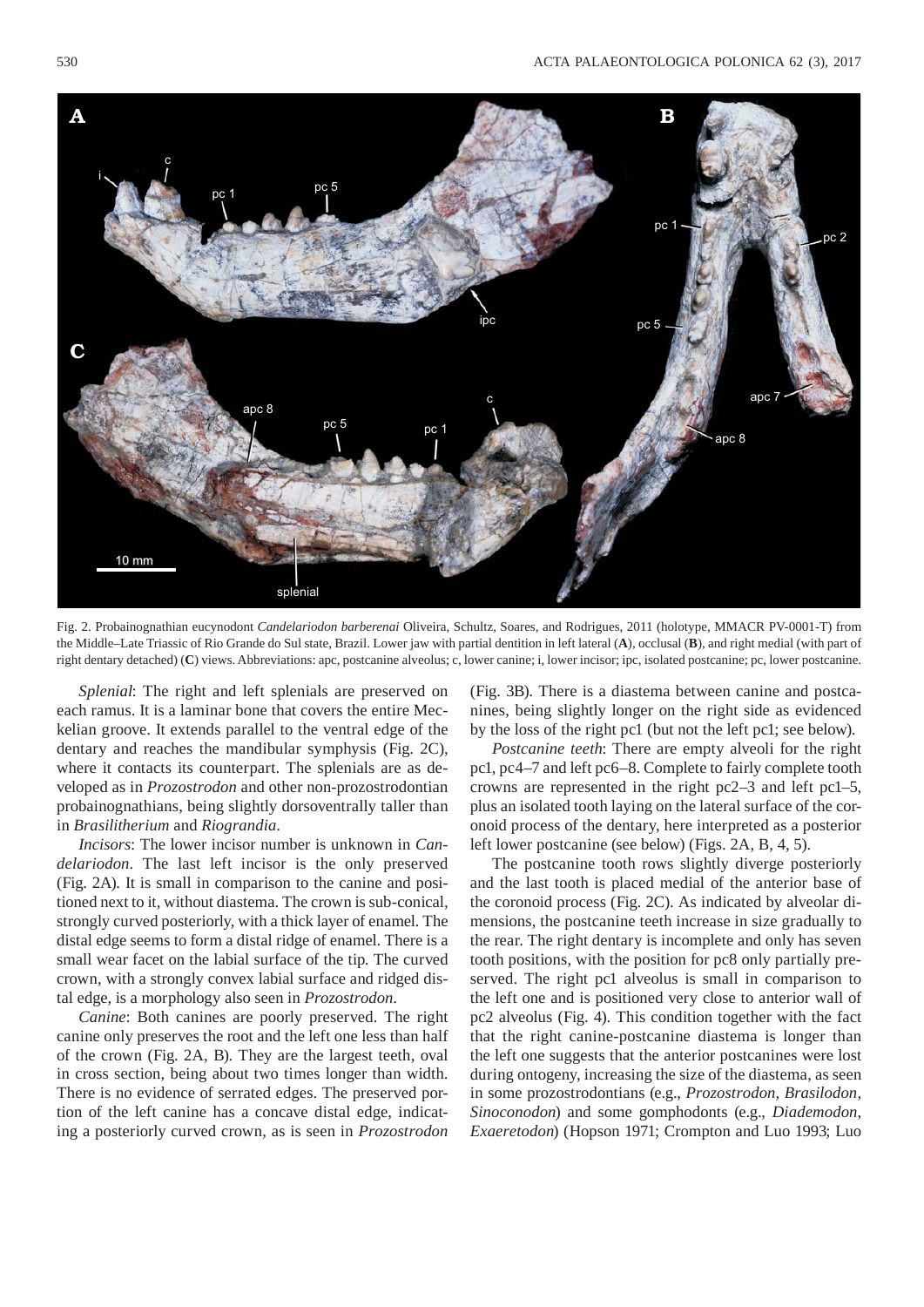Fig. 2. Probainognathian eucynodont *Candelariodon barberenai* Oliveira, Schultz, Soares, and Rodrigues, 2011 (holotype, MMACR PV-0001-T) from the Middle–Late Triassic of Rio Grande do Sul state, Brazil. Lower jaw with partial dentition in left lateral (**A**), occlusal (**B**), and right medial (with part of right dentary detached) (**C**) views. Abbreviations: apc, postcanine alveolus; c, lower canine; i, lower incisor; ipc, isolated postcanine; pc, lower postcanine.

*Splenial*: The right and left splenials are preserved on each ramus. It is a laminar bone that covers the entire Meckelian groove. It extends parallel to the ventral edge of the dentary and reaches the mandibular symphysis (Fig. 2C), where it contacts its counterpart. The splenials are as developed as in *Prozostrodon* and other non-prozostrodontian probainognathians, being slightly dorsoventrally taller than in *Brasilitherium* and *Riograndia*.

*Incisors*: The lower incisor number is unknown in *Candelariodon*. The last left incisor is the only preserved (Fig. 2A). It is small in comparison to the canine and positioned next to it, without diastema. The crown is sub-conical, strongly curved posteriorly, with a thick layer of enamel. The distal edge seems to form a distal ridge of enamel. There is a small wear facet on the labial surface of the tip. The curved crown, with a strongly convex labial surface and ridged distal edge, is a morphology also seen in *Prozostrodon*.

*Canine*: Both canines are poorly preserved. The right canine only preserves the root and the left one less than half of the crown (Fig. 2A, B). They are the largest teeth, oval in cross section, being about two times longer than width. There is no evidence of serrated edges. The preserved portion of the left canine has a concave distal edge, indicating a posteriorly curved crown, as is seen in *Prozostrodon* (Fig. 3B). There is a diastema between canine and postcanines, being slightly longer on the right side as evidenced by the loss of the right pc1 (but not the left pc1; see below).

*Postcanine teeth*: There are empty alveoli for the right pc1, pc4–7 and left pc6–8. Complete to fairly complete tooth crowns are represented in the right pc2–3 and left pc1–5, plus an isolated tooth laying on the lateral surface of the coronoid process of the dentary, here interpreted as a posterior left lower postcanine (see below) (Figs. 2A, B, 4, 5).

The postcanine tooth rows slightly diverge posteriorly and the last tooth is placed medial of the anterior base of the coronoid process (Fig. 2C). As indicated by alveolar dimensions, the postcanine teeth increase in size gradually to the rear. The right dentary is incomplete and only has seven tooth positions, with the position for pc8 only partially preserved. The right pc1 alveolus is small in comparison to the left one and is positioned very close to anterior wall of pc2 alveolus (Fig. 4). This condition together with the fact that the right canine-postcanine diastema is longer than the left one suggests that the anterior postcanines were lost during ontogeny, increasing the size of the diastema, as seen in some prozostrodontians (e.g., *Prozostrodon*, *Brasilodon*, *Sinoconodon*) and some gomphodonts (e.g., *Diademodon*, *Exaeretodon*) (Hopson 1971; Crompton and Luo 1993; Luo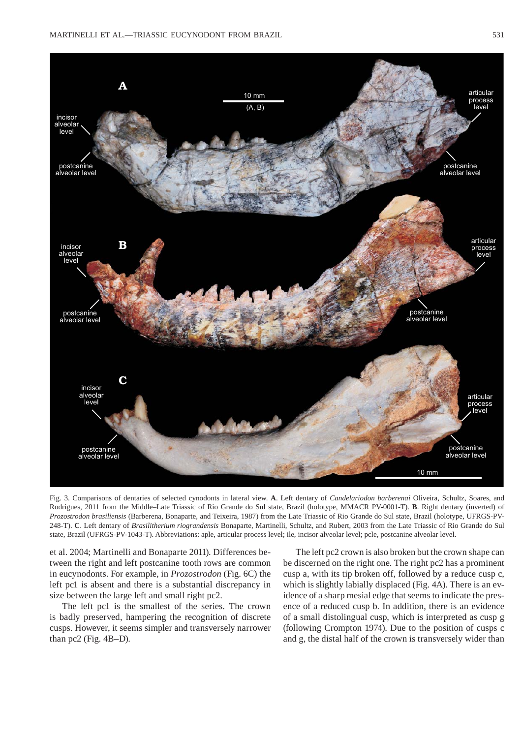Fig. 3. Comparisons of dentaries of selected cynodonts in lateral view. **A**. Left dentary of *Candelariodon barberenai* Oliveira, Schultz, Soares, and Rodrigues, 2011 from the Middle–Late Triassic of Rio Grande do Sul state, Brazil (holotype, MMACR PV-0001-T). **B**. Right dentary (inverted) of *Prozostrodon brasiliensis* (Barberena, Bonaparte, and Teixeira, 1987) from the Late Triassic of Rio Grande do Sul state, Brazil (holotype, UFRGS-PV-248-T). **C**. Left dentary of *Brasilitherium riograndensis* Bonaparte, Martinelli, Schultz, and Rubert, 2003 from the Late Triassic of Rio Grande do Sul state, Brazil (UFRGS-PV-1043-T). Abbreviations: aple, articular process level; ile, incisor alveolar level; pcle, postcanine alveolar level.

et al. 2004; Martinelli and Bonaparte 2011). Differences between the right and left postcanine tooth rows are common in eucynodonts. For example, in *Prozostrodon* (Fig. 6C) the left pc1 is absent and there is a substantial discrepancy in size between the large left and small right pc2.

The left pc1 is the smallest of the series. The crown is badly preserved, hampering the recognition of discrete cusps. However, it seems simpler and transversely narrower than pc2 (Fig. 4B–D).

The left pc2 crown is also broken but the crown shape can be discerned on the right one. The right pc2 has a prominent cusp a, with its tip broken off, followed by a reduce cusp c, which is slightly labially displaced (Fig. 4A). There is an evidence of a sharp mesial edge that seems to indicate the presence of a reduced cusp b. In addition, there is an evidence of a small distolingual cusp, which is interpreted as cusp g (following Crompton 1974). Due to the position of cusps c and g, the distal half of the crown is transversely wider than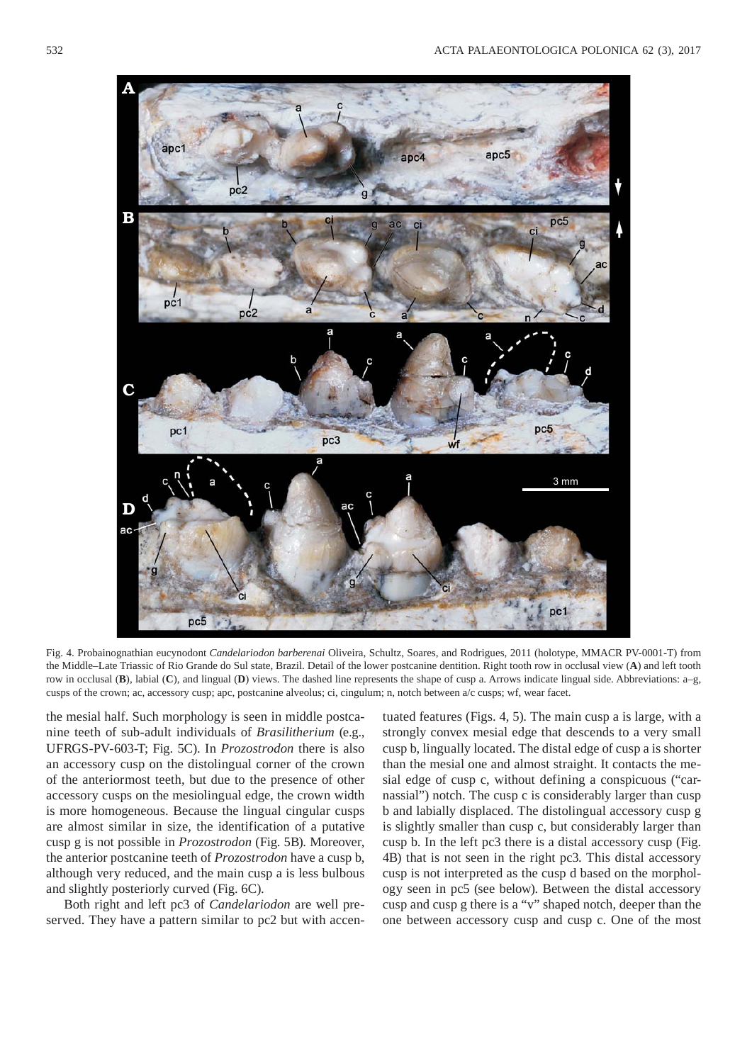Fig. 4. Probainognathian eucynodont *Candelariodon barberenai* Oliveira, Schultz, Soares, and Rodrigues, 2011 (holotype, MMACR PV-0001-T) from the Middle–Late Triassic of Rio Grande do Sul state, Brazil. Detail of the lower postcanine dentition. Right tooth row in occlusal view (**A**) and left tooth row in occlusal (**B**), labial (**C**), and lingual (**D**) views. The dashed line represents the shape of cusp a. Arrows indicate lingual side. Abbreviations: a–g, cusps of the crown; ac, accessory cusp; apc, postcanine alveolus; ci, cingulum; n, notch between a/c cusps; wf, wear facet.

the mesial half. Such morphology is seen in middle postcanine teeth of sub-adult individuals of *Brasilitherium* (e.g., UFRGS-PV-603-T; Fig. 5C). In *Prozostrodon* there is also an accessory cusp on the distolingual corner of the crown of the anteriormost teeth, but due to the presence of other accessory cusps on the mesiolingual edge, the crown width is more homogeneous. Because the lingual cingular cusps are almost similar in size, the identification of a putative cusp g is not possible in *Prozostrodon* (Fig. 5B). Moreover, the anterior postcanine teeth of *Prozostrodon* have a cusp b, although very reduced, and the main cusp a is less bulbous and slightly posteriorly curved (Fig. 6C).

Both right and left pc3 of *Candelariodon* are well preserved. They have a pattern similar to pc2 but with accentuated features (Figs. 4, 5). The main cusp a is large, with a strongly convex mesial edge that descends to a very small cusp b, lingually located. The distal edge of cusp a is shorter than the mesial one and almost straight. It contacts the mesial edge of cusp c, without defining a conspicuous ("carnassial") notch. The cusp c is considerably larger than cusp b and labially displaced. The distolingual accessory cusp g is slightly smaller than cusp c, but considerably larger than cusp b. In the left pc3 there is a distal accessory cusp (Fig. 4B) that is not seen in the right pc3. This distal accessory cusp is not interpreted as the cusp d based on the morphology seen in pc5 (see below). Between the distal accessory cusp and cusp g there is a "v" shaped notch, deeper than the one between accessory cusp and cusp c. One of the most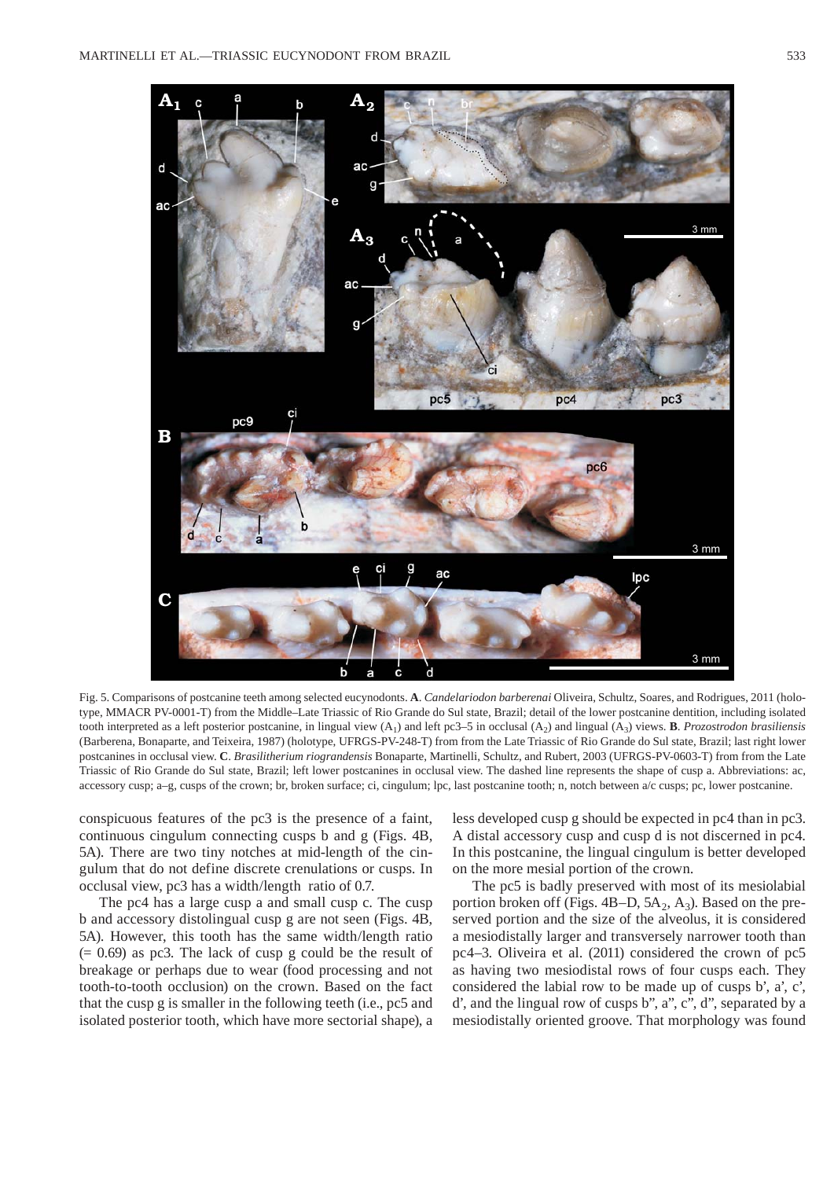Fig. 5. Comparisons of postcanine teeth among selected eucynodonts. **A**. *Candelariodon barberenai* Oliveira, Schultz, Soares, and Rodrigues, 2011 (holotype, MMACR PV-0001-T) from the Middle–Late Triassic of Rio Grande do Sul state, Brazil; detail of the lower postcanine dentition, including isolated tooth interpreted as a left posterior postcanine, in lingual view ($A_1$) and left pc3–5 in occlusal ($A_2$) and lingual ($A_3$) views. **B**. *Prozostrodon brasiliensis* (Barberena, Bonaparte, and Teixeira, 1987) (holotype, UFRGS-PV-248-T) from from the Late Triassic of Rio Grande do Sul state, Brazil; last right lower postcanines in occlusal view. **C**. *Brasilitherium riograndensis* Bonaparte, Martinelli, Schultz, and Rubert, 2003 (UFRGS-PV-0603-T) from from the Late Triassic of Rio Grande do Sul state, Brazil; left lower postcanines in occlusal view. The dashed line represents the shape of cusp a. Abbreviations: ac, accessory cusp; a–g, cusps of the crown; br, broken surface; ci, cingulum; lpc, last postcanine tooth; n, notch between a/c cusps; pc, lower postcanine.

conspicuous features of the pc3 is the presence of a faint, continuous cingulum connecting cusps b and g (Figs. 4B, 5A). There are two tiny notches at mid-length of the cingulum that do not define discrete crenulations or cusps. In occlusal view, pc3 has a width/length ratio of 0.7.

The pc4 has a large cusp a and small cusp c. The cusp b and accessory distolingual cusp g are not seen (Figs. 4B, 5A). However, this tooth has the same width/length ratio (= 0.69) as pc3. The lack of cusp g could be the result of breakage or perhaps due to wear (food processing and not tooth-to-tooth occlusion) on the crown. Based on the fact that the cusp g is smaller in the following teeth (i.e., pc5 and isolated posterior tooth, which have more sectorial shape), a less developed cusp g should be expected in pc4 than in pc3. A distal accessory cusp and cusp d is not discerned in pc4. In this postcanine, the lingual cingulum is better developed on the more mesial portion of the crown.

The pc5 is badly preserved with most of its mesiolabial portion broken off (Figs. 4B–D, $5A_2$, $A_3$). Based on the preserved portion and the size of the alveolus, it is considered a mesiodistally larger and transversely narrower tooth than pc4–3. Oliveira et al. (2011) considered the crown of pc5 as having two mesiodistal rows of four cusps each. They considered the labial row to be made up of cusps b', a', c', d', and the lingual row of cusps b", a", c", d", separated by a mesiodistally oriented groove. That morphology was found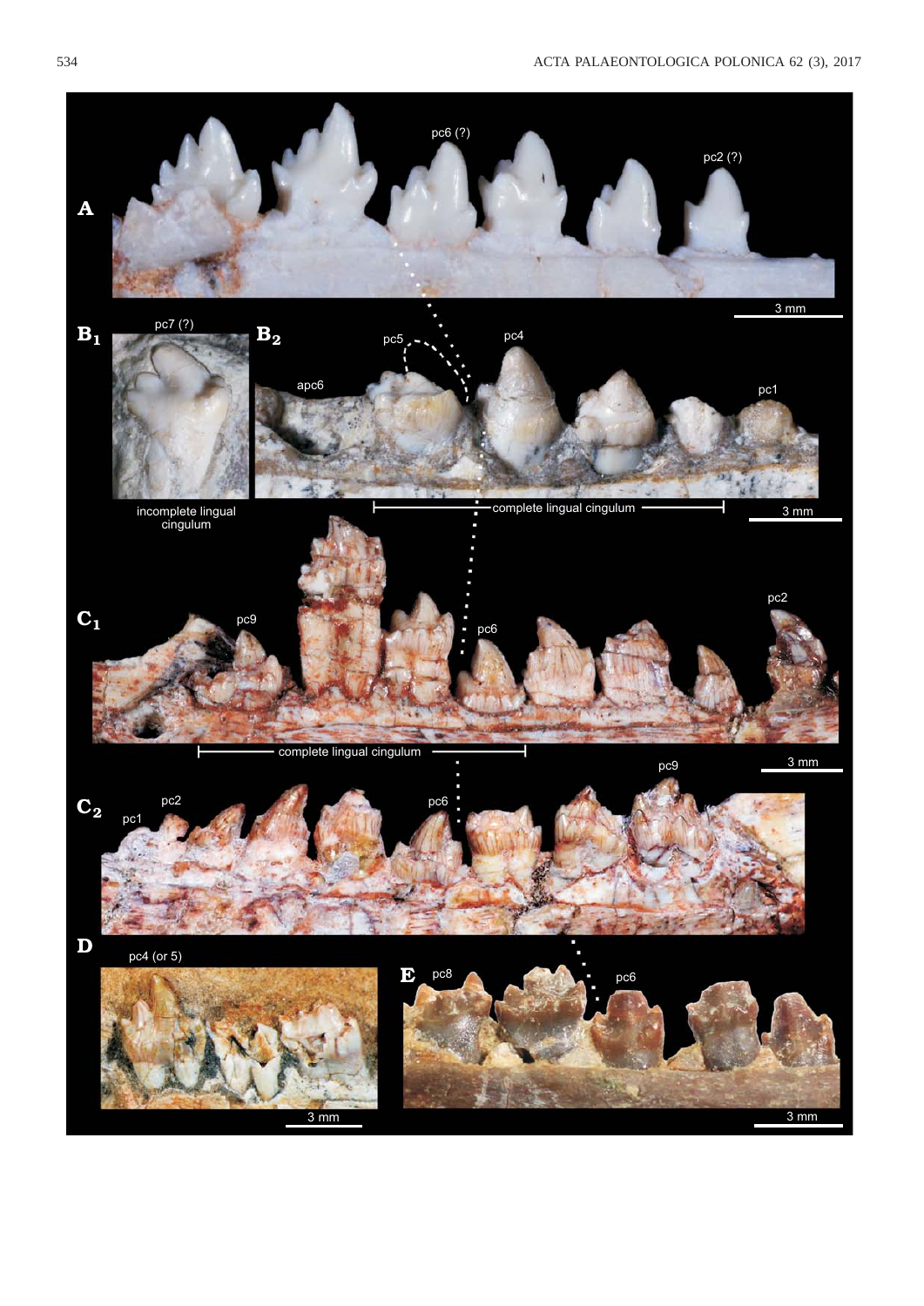A

pc6 (?)

pc2 (?)

3 mm

B1 pc7 (?)

incomplete lingual cingulum

B2 apc6 pc5 pc4 pc1

complete lingual cingulum

3 mm

C1 pc9 pc6 pc2

complete lingual cingulum

3 mm

C2 pc1 pc2 pc6 pc9

D pc4 (or 5)

3 mm

E pc8 pc6

3 mm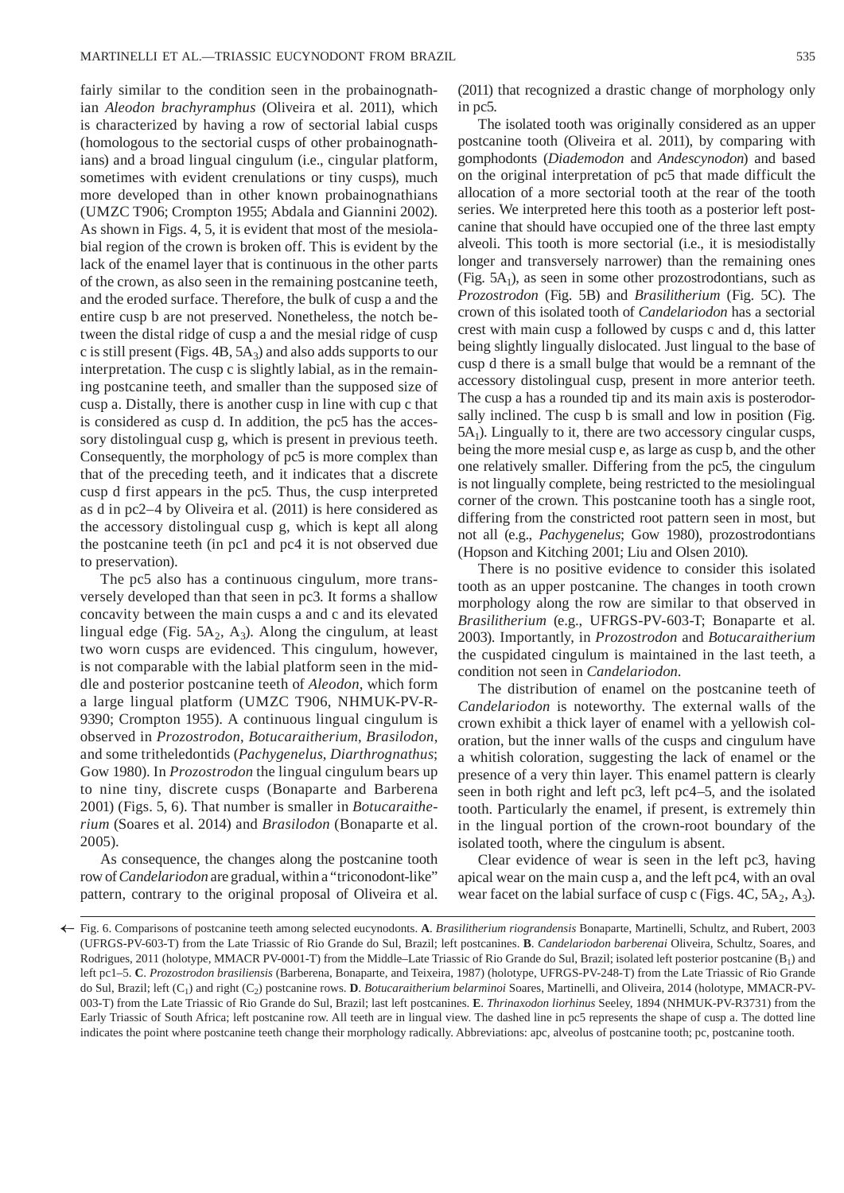fairly similar to the condition seen in the probainognathian *Aleodon brachyramphus* (Oliveira et al. 2011), which is characterized by having a row of sectorial labial cusps (homologous to the sectorial cusps of other probainognathians) and a broad lingual cingulum (i.e., cingular platform, sometimes with evident crenulations or tiny cusps), much more developed than in other known probainognathians (UMZC T906; Crompton 1955; Abdala and Giannini 2002). As shown in Figs. 4, 5, it is evident that most of the mesiolabial region of the crown is broken off. This is evident by the lack of the enamel layer that is continuous in the other parts of the crown, as also seen in the remaining postcanine teeth, and the eroded surface. Therefore, the bulk of cusp a and the entire cusp b are not preserved. Nonetheless, the notch between the distal ridge of cusp a and the mesial ridge of cusp c is still present (Figs. 4B, $5A_3$) and also adds supports to our interpretation. The cusp c is slightly labial, as in the remaining postcanine teeth, and smaller than the supposed size of cusp a. Distally, there is another cusp in line with cup c that is considered as cusp d. In addition, the pc5 has the accessory distolingual cusp g, which is present in previous teeth. Consequently, the morphology of pc5 is more complex than that of the preceding teeth, and it indicates that a discrete cusp d first appears in the pc5. Thus, the cusp interpreted as d in pc2–4 by Oliveira et al. (2011) is here considered as the accessory distolingual cusp g, which is kept all along the postcanine teeth (in pc1 and pc4 it is not observed due to preservation).

The pc5 also has a continuous cingulum, more transversely developed than that seen in pc3. It forms a shallow concavity between the main cusps a and c and its elevated lingual edge (Fig. $5A_2$, $A_3$). Along the cingulum, at least two worn cusps are evidenced. This cingulum, however, is not comparable with the labial platform seen in the middle and posterior postcanine teeth of *Aleodon*, which form a large lingual platform (UMZC T906, NHMUK-PV-R-9390; Crompton 1955). A continuous lingual cingulum is observed in *Prozostrodon*, *Botucaraitherium*, *Brasilodon*, and some tritheledontids (*Pachygenelus*, *Diarthrognathus*; Gow 1980). In *Prozostrodon* the lingual cingulum bears up to nine tiny, discrete cusps (Bonaparte and Barberena 2001) (Figs. 5, 6). That number is smaller in *Botucaraitherium* (Soares et al. 2014) and *Brasilodon* (Bonaparte et al. 2005).

As consequence, the changes along the postcanine tooth row of *Candelariodon* are gradual, within a "triconodont-like" pattern, contrary to the original proposal of Oliveira et al. (2011) that recognized a drastic change of morphology only in pc5.

The isolated tooth was originally considered as an upper postcanine tooth (Oliveira et al. 2011), by comparing with gomphodonts (*Diademodon* and *Andescynodon*) and based on the original interpretation of pc5 that made difficult the allocation of a more sectorial tooth at the rear of the tooth series. We interpreted here this tooth as a posterior left postcanine that should have occupied one of the three last empty alveoli. This tooth is more sectorial (i.e., it is mesiodistally longer and transversely narrower) than the remaining ones (Fig. $5A_1$), as seen in some other prozostrodontians, such as *Prozostrodon* (Fig. 5B) and *Brasilitherium* (Fig. 5C). The crown of this isolated tooth of *Candelariodon* has a sectorial crest with main cusp a followed by cusps c and d, this latter being slightly lingually dislocated. Just lingual to the base of cusp d there is a small bulge that would be a remnant of the accessory distolingual cusp, present in more anterior teeth. The cusp a has a rounded tip and its main axis is posterodorsally inclined. The cusp b is small and low in position (Fig. $5A_1$). Lingually to it, there are two accessory cingular cusps, being the more mesial cusp e, as large as cusp b, and the other one relatively smaller. Differing from the pc5, the cingulum is not lingually complete, being restricted to the mesiolingual corner of the crown. This postcanine tooth has a single root, differing from the constricted root pattern seen in most, but not all (e.g., *Pachygenelus*; Gow 1980), prozostrodontians (Hopson and Kitching 2001; Liu and Olsen 2010).

There is no positive evidence to consider this isolated tooth as an upper postcanine. The changes in tooth crown morphology along the row are similar to that observed in *Brasilitherium* (e.g., UFRGS-PV-603-T; Bonaparte et al. 2003). Importantly, in *Prozostrodon* and *Botucaraitherium* the cuspidated cingulum is maintained in the last teeth, a condition not seen in *Candelariodon*.

The distribution of enamel on the postcanine teeth of *Candelariodon* is noteworthy. The external walls of the crown exhibit a thick layer of enamel with a yellowish coloration, but the inner walls of the cusps and cingulum have a whitish coloration, suggesting the lack of enamel or the presence of a very thin layer. This enamel pattern is clearly seen in both right and left pc3, left pc4–5, and the isolated tooth. Particularly the enamel, if present, is extremely thin in the lingual portion of the crown-root boundary of the isolated tooth, where the cingulum is absent.

Clear evidence of wear is seen in the left pc3, having apical wear on the main cusp a, and the left pc4, with an oval wear facet on the labial surface of cusp c (Figs. 4C, $5A_2$, $A_3$).

← Fig. 6. Comparisons of postcanine teeth among selected eucynodonts. **A**. *Brasilitherium riograndensis* Bonaparte, Martinelli, Schultz, and Rubert, 2003 (UFRGS-PV-603-T) from the Late Triassic of Rio Grande do Sul, Brazil; left postcanines. **B**. *Candelariodon barberenai* Oliveira, Schultz, Soares, and Rodrigues, 2011 (holotype, MMACR PV-0001-T) from the Middle–Late Triassic of Rio Grande do Sul, Brazil; isolated left posterior postcanine ($B_1$) and left pc1–5. **C**. *Prozostrodon brasiliensis* (Barberena, Bonaparte, and Teixeira, 1987) (holotype, UFRGS-PV-248-T) from the Late Triassic of Rio Grande do Sul, Brazil; left ($C_1$) and right ($C_2$) postcanine rows. **D**. *Botucaraitherium belarminoi* Soares, Martinelli, and Oliveira, 2014 (holotype, MMACR-PV-003-T) from the Late Triassic of Rio Grande do Sul, Brazil; last left postcanines. **E**. *Thrinaxodon liorhinus* Seeley, 1894 (NHMUK-PV-R3731) from the Early Triassic of South Africa; left postcanine row. All teeth are in lingual view. The dashed line in pc5 represents the shape of cusp a. The dotted line indicates the point where postcanine teeth change their morphology radically. Abbreviations: apc, alveolus of postcanine tooth; pc, postcanine tooth.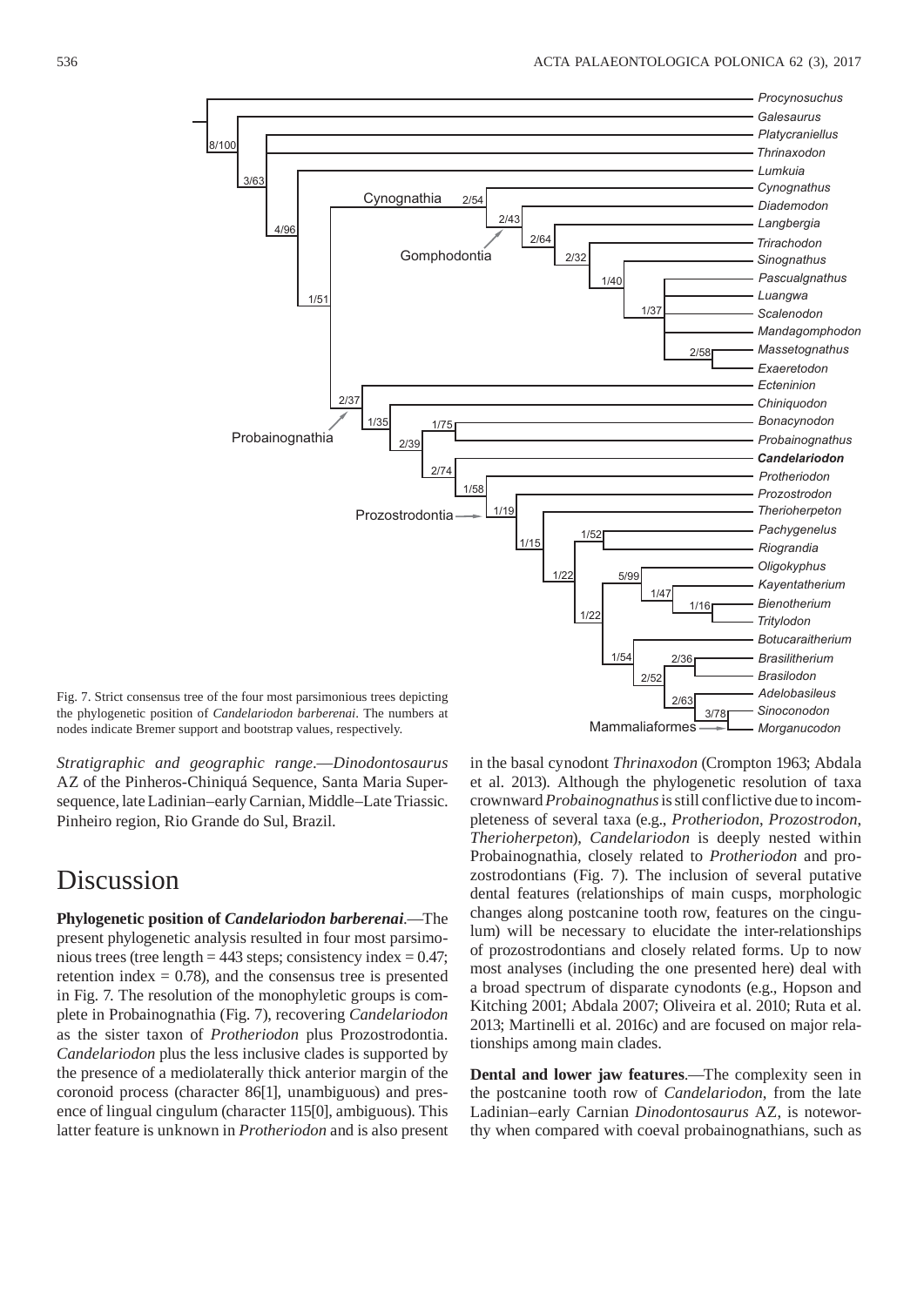Fig. 7. Strict consensus tree of the four most parsimonious trees depicting the phylogenetic position of *Candelariodon barberenai*. The numbers at nodes indicate Bremer support and bootstrap values, respectively.

*Stratigraphic and geographic range*.—*Dinodontosaurus* AZ of the Pinheros-Chiniquá Sequence, Santa Maria Supersequence, late Ladinian–early Carnian, Middle–Late Triassic. Pinheiro region, Rio Grande do Sul, Brazil.

# Discussion

**Phylogenetic position of *Candelariodon barberenai*.**—The present phylogenetic analysis resulted in four most parsimonious trees (tree length = 443 steps; consistency index = 0.47; retention index = 0.78), and the consensus tree is presented in Fig. 7. The resolution of the monophyletic groups is complete in Probainognathia (Fig. 7), recovering *Candelariodon* as the sister taxon of *Protheriodon* plus Prozostrodontia. *Candelariodon* plus the less inclusive clades is supported by the presence of a mediolaterally thick anterior margin of the coronoid process (character 86[1], unambiguous) and presence of lingual cingulum (character 115[0], ambiguous). This latter feature is unknown in *Protheriodon* and is also present in the basal cynodont *Thrinaxodon* (Crompton 1963; Abdala et al. 2013). Although the phylogenetic resolution of taxa crownward *Probainognathus* is still conflictive due to incompleteness of several taxa (e.g., *Protheriodon*, *Prozostrodon*, *Therioherpeton*), *Candelariodon* is deeply nested within Probainognathia, closely related to *Protheriodon* and prozostrodontians (Fig. 7). The inclusion of several putative dental features (relationships of main cusps, morphologic changes along postcanine tooth row, features on the cingulum) will be necessary to elucidate the inter-relationships of prozostrodontians and closely related forms. Up to now most analyses (including the one presented here) deal with a broad spectrum of disparate cynodonts (e.g., Hopson and Kitching 2001; Abdala 2007; Oliveira et al. 2010; Ruta et al. 2013; Martinelli et al. 2016c) and are focused on major relationships among main clades.

**Dental and lower jaw features**.—The complexity seen in the postcanine tooth row of *Candelariodon*, from the late Ladinian–early Carnian *Dinodontosaurus* AZ, is noteworthy when compared with coeval probainognathians, such as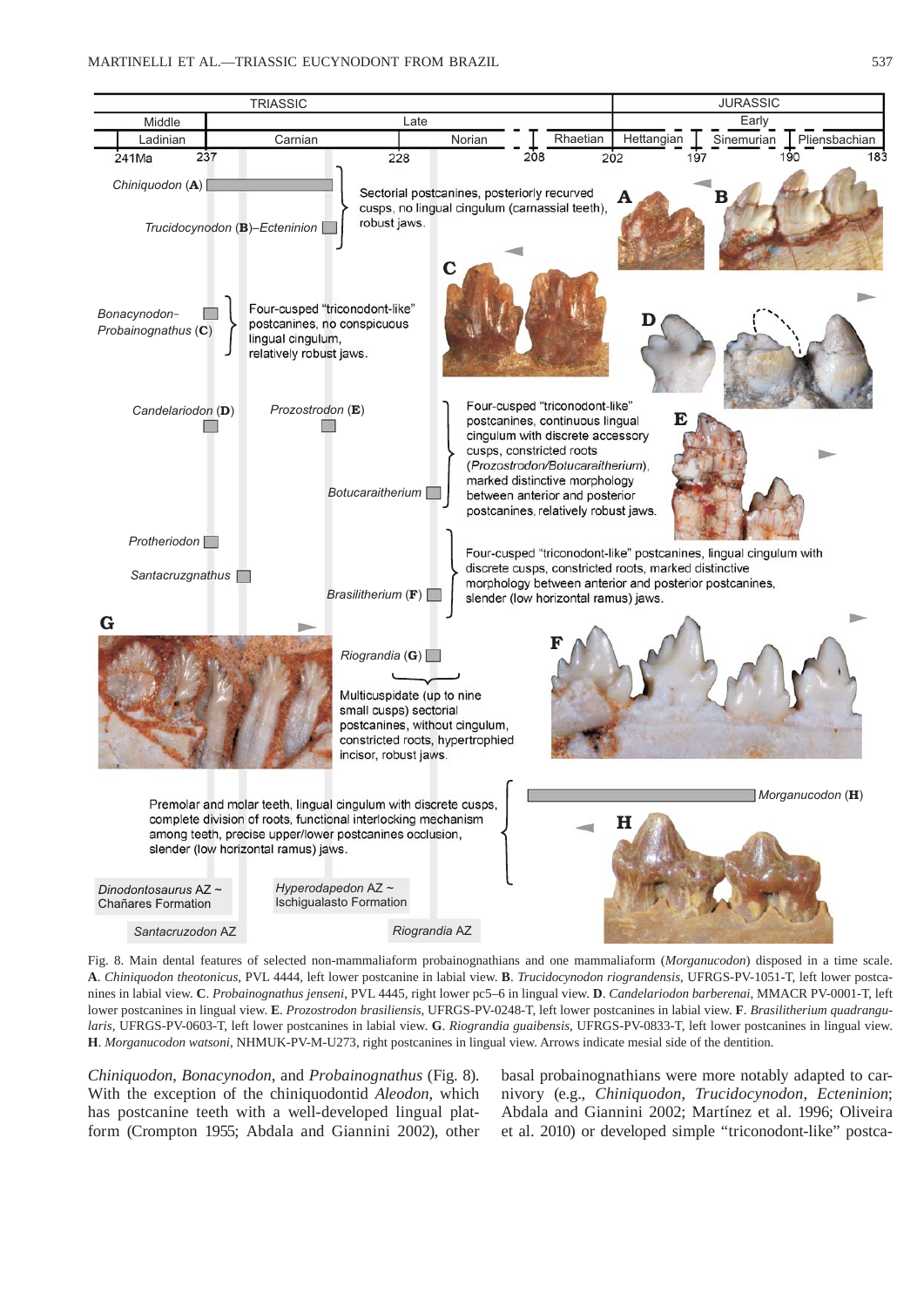Fig. 8. Main dental features of selected non-mammaliaform probainognathians and one mammaliaform (*Morganucodon*) disposed in a time scale. **A**. *Chiniquodon theotonicus*, PVL 4444, left lower postcanine in labial view. **B**. *Trucidocynodon riograndensis*, UFRGS-PV-1051-T, left lower postcanines in labial view. **C**. *Probainognathus jenseni*, PVL 4445, right lower pc5–6 in lingual view. **D**. *Candelariodon barberenai*, MMACR PV-0001-T, left lower postcanines in lingual view. **E**. *Prozostrodon brasiliensis*, UFRGS-PV-0248-T, left lower postcanines in labial view. **F**. *Brasilitherium quadrangularis*, UFRGS-PV-0603-T, left lower postcanines in labial view. **G**. *Riograndia guaibensis*, UFRGS-PV-0833-T, left lower postcanines in lingual view. **H**. *Morganucodon watsoni*, NHMUK-PV-M-U273, right postcanines in lingual view. Arrows indicate mesial side of the dentition.

*Chiniquodon*, *Bonacynodon*, and *Probainognathus* (Fig. 8). With the exception of the chiniquodontid *Aleodon*, which has postcanine teeth with a well-developed lingual platform (Crompton 1955; Abdala and Giannini 2002), other basal probainognathians were more notably adapted to carnivory (e.g., *Chiniquodon*, *Trucidocynodon*, *Ecteninion*; Abdala and Giannini 2002; Martínez et al. 1996; Oliveira et al. 2010) or developed simple "triconodont-like" postca-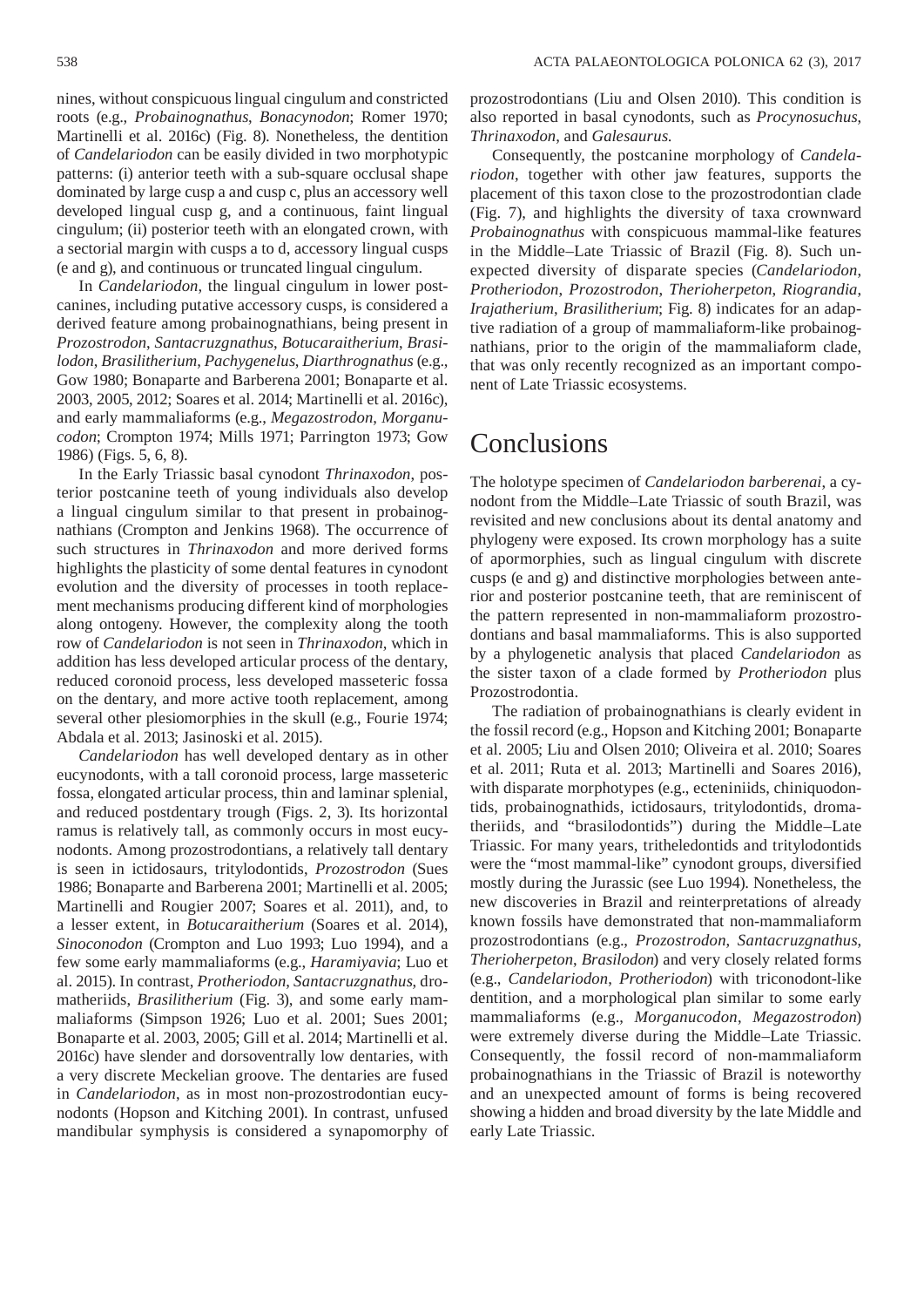nines, without conspicuous lingual cingulum and constricted roots (e.g., *Probainognathus*, *Bonacynodon*; Romer 1970; Martinelli et al. 2016c) (Fig. 8). Nonetheless, the dentition of *Candelariodon* can be easily divided in two morphotypic patterns: (i) anterior teeth with a sub-square occlusal shape dominated by large cusp a and cusp c, plus an accessory well developed lingual cusp g, and a continuous, faint lingual cingulum; (ii) posterior teeth with an elongated crown, with a sectorial margin with cusps a to d, accessory lingual cusps (e and g), and continuous or truncated lingual cingulum.

In *Candelariodon*, the lingual cingulum in lower postcanines, including putative accessory cusps, is considered a derived feature among probainognathians, being present in *Prozostrodon*, *Santacruzgnathus*, *Botucaraitherium*, *Brasilodon*, *Brasilitherium*, *Pachygenelus*, *Diarthrognathus* (e.g., Gow 1980; Bonaparte and Barberena 2001; Bonaparte et al. 2003, 2005, 2012; Soares et al. 2014; Martinelli et al. 2016c), and early mammaliaforms (e.g., *Megazostrodon*, *Morganucodon*; Crompton 1974; Mills 1971; Parrington 1973; Gow 1986) (Figs. 5, 6, 8).

In the Early Triassic basal cynodont *Thrinaxodon*, posterior postcanine teeth of young individuals also develop a lingual cingulum similar to that present in probainognathians (Crompton and Jenkins 1968). The occurrence of such structures in *Thrinaxodon* and more derived forms highlights the plasticity of some dental features in cynodont evolution and the diversity of processes in tooth replacement mechanisms producing different kind of morphologies along ontogeny. However, the complexity along the tooth row of *Candelariodon* is not seen in *Thrinaxodon*, which in addition has less developed articular process of the dentary, reduced coronoid process, less developed masseteric fossa on the dentary, and more active tooth replacement, among several other plesiomorphies in the skull (e.g., Fourie 1974; Abdala et al. 2013; Jasinoski et al. 2015).

*Candelariodon* has well developed dentary as in other eucynodonts, with a tall coronoid process, large masseteric fossa, elongated articular process, thin and laminar splenial, and reduced postdentary trough (Figs. 2, 3). Its horizontal ramus is relatively tall, as commonly occurs in most eucynodonts. Among prozostrodontians, a relatively tall dentary is seen in ictidosaurs, tritylodontids, *Prozostrodon* (Sues 1986; Bonaparte and Barberena 2001; Martinelli et al. 2005; Martinelli and Rougier 2007; Soares et al. 2011), and, to a lesser extent, in *Botucaraitherium* (Soares et al. 2014), *Sinoconodon* (Crompton and Luo 1993; Luo 1994), and a few some early mammaliaforms (e.g., *Haramiyavia*; Luo et al. 2015). In contrast, *Protheriodon*, *Santacruzgnathus*, dromatheriids, *Brasilitherium* (Fig. 3), and some early mammaliaforms (Simpson 1926; Luo et al. 2001; Sues 2001; Bonaparte et al. 2003, 2005; Gill et al. 2014; Martinelli et al. 2016c) have slender and dorsoventrally low dentaries, with a very discrete Meckelian groove. The dentaries are fused in *Candelariodon*, as in most non-prozostrodontian eucynodonts (Hopson and Kitching 2001). In contrast, unfused mandibular symphysis is considered a synapomorphy of prozostrodontians (Liu and Olsen 2010). This condition is also reported in basal cynodonts, such as *Procynosuchus*, *Thrinaxodon*, and *Galesaurus*.

Consequently, the postcanine morphology of *Candelariodon*, together with other jaw features, supports the placement of this taxon close to the prozostrodontian clade (Fig. 7), and highlights the diversity of taxa crownward *Probainognathus* with conspicuous mammal-like features in the Middle–Late Triassic of Brazil (Fig. 8). Such unexpected diversity of disparate species (*Candelariodon*, *Protheriodon*, *Prozostrodon*, *Therioherpeton*, *Riograndia*, *Irajatherium*, *Brasilitherium*; Fig. 8) indicates for an adaptive radiation of a group of mammaliaform-like probainognathians, prior to the origin of the mammaliaform clade, that was only recently recognized as an important component of Late Triassic ecosystems.

# Conclusions

The holotype specimen of *Candelariodon barberenai*, a cynodont from the Middle–Late Triassic of south Brazil, was revisited and new conclusions about its dental anatomy and phylogeny were exposed. Its crown morphology has a suite of apormorphies, such as lingual cingulum with discrete cusps (e and g) and distinctive morphologies between anterior and posterior postcanine teeth, that are reminiscent of the pattern represented in non-mammaliaform prozostrodontians and basal mammaliaforms. This is also supported by a phylogenetic analysis that placed *Candelariodon* as the sister taxon of a clade formed by *Protheriodon* plus Prozostrodontia.

The radiation of probainognathians is clearly evident in the fossil record (e.g., Hopson and Kitching 2001; Bonaparte et al. 2005; Liu and Olsen 2010; Oliveira et al. 2010; Soares et al. 2011; Ruta et al. 2013; Martinelli and Soares 2016), with disparate morphotypes (e.g., ecteniniids, chiniquodontids, probainognathids, ictidosaurs, tritylodontids, dromatheriids, and "brasilodontids") during the Middle–Late Triassic. For many years, tritheledontids and tritylodontids were the "most mammal-like" cynodont groups, diversified mostly during the Jurassic (see Luo 1994). Nonetheless, the new discoveries in Brazil and reinterpretations of already known fossils have demonstrated that non-mammaliaform prozostrodontians (e.g., *Prozostrodon*, *Santacruzgnathus*, *Therioherpeton*, *Brasilodon*) and very closely related forms (e.g., *Candelariodon*, *Protheriodon*) with triconodont-like dentition, and a morphological plan similar to some early mammaliaforms (e.g., *Morganucodon*, *Megazostrodon*) were extremely diverse during the Middle–Late Triassic. Consequently, the fossil record of non-mammaliaform probainognathians in the Triassic of Brazil is noteworthy and an unexpected amount of forms is being recovered showing a hidden and broad diversity by the late Middle and early Late Triassic.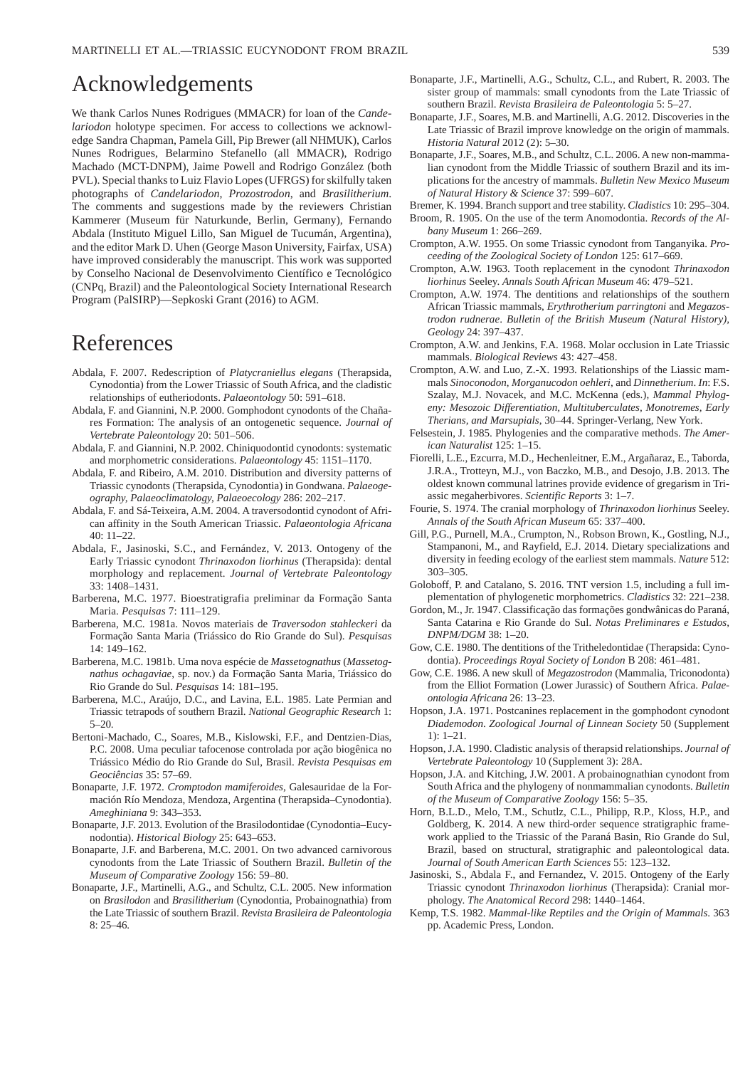# Acknowledgements

We thank Carlos Nunes Rodrigues (MMACR) for loan of the *Candelariodon* holotype specimen. For access to collections we acknowledge Sandra Chapman, Pamela Gill, Pip Brewer (all NHMUK), Carlos Nunes Rodrigues, Belarmino Stefanello (all MMACR), Rodrigo Machado (MCT-DNPM), Jaime Powell and Rodrigo González (both PVL). Special thanks to Luiz Flavio Lopes (UFRGS) for skilfully taken photographs of *Candelariodon*, *Prozostrodon*, and *Brasilitherium*. The comments and suggestions made by the reviewers Christian Kammerer (Museum für Naturkunde, Berlin, Germany), Fernando Abdala (Instituto Miguel Lillo, San Miguel de Tucumán, Argentina), and the editor Mark D. Uhen (George Mason University, Fairfax, USA) have improved considerably the manuscript. This work was supported by Conselho Nacional de Desenvolvimento Científico e Tecnológico (CNPq, Brazil) and the Paleontological Society International Research Program (PalSIRP)—Sepkoski Grant (2016) to AGM.

# References

Abdala, F. 2007. Redescription of *Platycraniellus elegans* (Therapsida, Cynodontia) from the Lower Triassic of South Africa, and the cladistic relationships of eutheriodonts. *Palaeontology* 50: 591–618.

Abdala, F. and Giannini, N.P. 2000. Gomphodont cynodonts of the Chañares Formation: The analysis of an ontogenetic sequence. *Journal of Vertebrate Paleontology* 20: 501–506.

Abdala, F. and Giannini, N.P. 2002. Chiniquodontid cynodonts: systematic and morphometric considerations. *Palaeontology* 45: 1151–1170.

Abdala, F. and Ribeiro, A.M. 2010. Distribution and diversity patterns of Triassic cynodonts (Therapsida, Cynodontia) in Gondwana. *Palaeogeography, Palaeoclimatology, Palaeoecology* 286: 202–217.

Abdala, F. and Sá-Teixeira, A.M. 2004. A traversodontid cynodont of African affinity in the South American Triassic. *Palaeontologia Africana* 40: 11–22.

Abdala, F., Jasinoski, S.C., and Fernández, V. 2013. Ontogeny of the Early Triassic cynodont *Thrinaxodon liorhinus* (Therapsida): dental morphology and replacement. *Journal of Vertebrate Paleontology* 33: 1408–1431.

Barberena, M.C. 1977. Bioestratigrafia preliminar da Formação Santa Maria. *Pesquisas* 7: 111–129.

Barberena, M.C. 1981a. Novos materiais de *Traversodon stahleckeri* da Formação Santa Maria (Triássico do Rio Grande do Sul). *Pesquisas* 14: 149–162.

Barberena, M.C. 1981b. Uma nova espécie de *Massetognathus* (*Massetognathus ochagaviae*, sp. nov.) da Formação Santa Maria, Triássico do Rio Grande do Sul. *Pesquisas* 14: 181–195.

Barberena, M.C., Araújo, D.C., and Lavina, E.L. 1985. Late Permian and Triassic tetrapods of southern Brazil. *National Geographic Research* 1: 5–20.

Bertoni-Machado, C., Soares, M.B., Kislowski, F.F., and Dentzien-Dias, P.C. 2008. Uma peculiar tafocenose controlada por ação biogênica no Triássico Médio do Rio Grande do Sul, Brasil. *Revista Pesquisas em Geociências* 35: 57–69.

Bonaparte, J.F. 1972. *Cromptodon mamiferoides*, Galesauridae de la Formación Río Mendoza, Mendoza, Argentina (Therapsida–Cynodontia). *Ameghiniana* 9: 343–353.

Bonaparte, J.F. 2013. Evolution of the Brasilodontidae (Cynodontia–Eucynodontia). *Historical Biology* 25: 643–653.

Bonaparte, J.F. and Barberena, M.C. 2001. On two advanced carnivorous cynodonts from the Late Triassic of Southern Brazil. *Bulletin of the Museum of Comparative Zoology* 156: 59–80.

Bonaparte, J.F., Martinelli, A.G., and Schultz, C.L. 2005. New information on *Brasilodon* and *Brasilitherium* (Cynodontia, Probainognathia) from the Late Triassic of southern Brazil. *Revista Brasileira de Paleontologia* 8: 25–46.

Bonaparte, J.F., Martinelli, A.G., Schultz, C.L., and Rubert, R. 2003. The sister group of mammals: small cynodonts from the Late Triassic of southern Brazil. *Revista Brasileira de Paleontologia* 5: 5–27.

Bonaparte, J.F., Soares, M.B. and Martinelli, A.G. 2012. Discoveries in the Late Triassic of Brazil improve knowledge on the origin of mammals. *Historia Natural* 2012 (2): 5–30.

Bonaparte, J.F., Soares, M.B., and Schultz, C.L. 2006. A new non-mammalian cynodont from the Middle Triassic of southern Brazil and its implications for the ancestry of mammals. *Bulletin New Mexico Museum of Natural History & Science* 37: 599–607.

Bremer, K. 1994. Branch support and tree stability. *Cladistics* 10: 295–304.

Broom, R. 1905. On the use of the term Anomodontia. *Records of the Albany Museum* 1: 266–269.

Crompton, A.W. 1955. On some Triassic cynodont from Tanganyika. *Proceeding of the Zoological Society of London* 125: 617–669.

Crompton, A.W. 1963. Tooth replacement in the cynodont *Thrinaxodon liorhinus* Seeley. *Annals South African Museum* 46: 479–521.

Crompton, A.W. 1974. The dentitions and relationships of the southern African Triassic mammals, *Erythrotherium parringtoni* and *Megazostrodon rudnerae*. *Bulletin of the British Museum (Natural History), Geology* 24: 397–437.

Crompton, A.W. and Jenkins, F.A. 1968. Molar occlusion in Late Triassic mammals. *Biological Reviews* 43: 427–458.

Crompton, A.W. and Luo, Z.-X. 1993. Relationships of the Liassic mammals *Sinoconodon*, *Morganucodon oehleri*, and *Dinnetherium*. *In*: F.S. Szalay, M.J. Novacek, and M.C. McKenna (eds.), *Mammal Phylogeny: Mesozoic Differentiation, Multituberculates, Monotremes, Early Therians, and Marsupials*, 30–44. Springer-Verlag, New York.

Felsestein, J. 1985. Phylogenies and the comparative methods. *The American Naturalist* 125: 1–15.

Fiorelli, L.E., Ezcurra, M.D., Hechenleitner, E.M., Argañaraz, E., Taborda, J.R.A., Trotteyn, M.J., von Baczko, M.B., and Desojo, J.B. 2013. The oldest known communal latrines provide evidence of gregarism in Triassic megaherbivores. *Scientific Reports* 3: 1–7.

Fourie, S. 1974. The cranial morphology of *Thrinaxodon liorhinus* Seeley. *Annals of the South African Museum* 65: 337–400.

Gill, P.G., Purnell, M.A., Crumpton, N., Robson Brown, K., Gostling, N.J., Stampanoni, M., and Rayfield, E.J. 2014. Dietary specializations and diversity in feeding ecology of the earliest stem mammals. *Nature* 512: 303–305.

Goloboff, P. and Catalano, S. 2016. TNT version 1.5, including a full implementation of phylogenetic morphometrics. *Cladistics* 32: 221–238.

Gordon, M., Jr. 1947. Classificação das formações gondwânicas do Paraná, Santa Catarina e Rio Grande do Sul. *Notas Preliminares e Estudos, DNPM/DGM* 38: 1–20.

Gow, C.E. 1980. The dentitions of the Tritheledontidae (Therapsida: Cynodontia). *Proceedings Royal Society of London* B 208: 461–481.

Gow, C.E. 1986. A new skull of *Megazostrodon* (Mammalia, Triconodonta) from the Elliot Formation (Lower Jurassic) of Southern Africa. *Palaeontologia Africana* 26: 13–23.

Hopson, J.A. 1971. Postcanines replacement in the gomphodont cynodont *Diademodon*. *Zoological Journal of Linnean Society* 50 (Supplement 1): 1–21.

Hopson, J.A. 1990. Cladistic analysis of therapsid relationships. *Journal of Vertebrate Paleontology* 10 (Supplement 3): 28A.

Hopson, J.A. and Kitching, J.W. 2001. A probainognathian cynodont from South Africa and the phylogeny of nonmammalian cynodonts. *Bulletin of the Museum of Comparative Zoology* 156: 5–35.

Horn, B.L.D., Melo, T.M., Schutlz, C.L., Philipp, R.P., Kloss, H.P., and Goldberg, K. 2014. A new third-order sequence stratigraphic framework applied to the Triassic of the Paraná Basin, Rio Grande do Sul, Brazil, based on structural, stratigraphic and paleontological data. *Journal of South American Earth Sciences* 55: 123–132.

Jasinoski, S., Abdala, F., and Fernandez, V. 2015. Ontogeny of the Early Triassic cynodont *Thrinaxodon liorhinus* (Therapsida): Cranial morphology. *The Anatomical Record* 298: 1440–1464.

Kemp, T.S. 1982. *Mammal-like Reptiles and the Origin of Mammals*. 363 pp. Academic Press, London.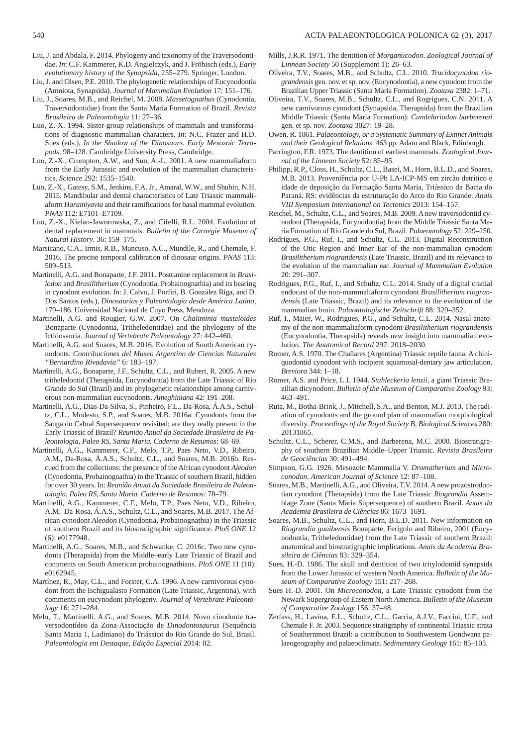Liu, J. and Abdala, F. 2014. Phylogeny and taxonomy of the Traversodontidae. *In*: C.F. Kammerer, K.D. Angielczyk, and J. Fröbisch (eds.), *Early evolutionary history of the Synapsida*, 255–279. Springer, London.

Liu, J. and Olsen, P.E. 2010. The phylogenetic relationships of Eucynodontia (Amniota, Synapsida). *Journal of Mammalian Evolution* 17: 151–176.

Liu, J., Soares, M.B., and Reichel, M. 2008. *Massetognathus* (Cynodontia, Traversodontidae) from the Santa Maria Formation of Brazil. *Revista Brasileira de Paleontologia* 11: 27–36.

Luo, Z.-X. 1994. Sister-group relationships of mammals and transformations of diagnostic mammalian characters. *In*: N.C. Frazer and H.D. Sues (eds.), *In the Shadow of the Dinosaurs. Early Mesozoic Tetrapods*, 98–128. Cambridge University Press, Cambridge.

Luo, Z.-X., Crompton, A.W., and Sun, A.-L. 2001. A new mammaliaform from the Early Jurassic and evolution of the mammalian characteristics. *Science* 292: 1535–1540.

Luo, Z.-X., Gatesy, S.M., Jenkins, F.A. Jr., Amaral, W.W., and Shubin, N.H. 2015. Mandibular and dental characteristics of Late Triassic mammaliaform *Haramiyavia* and their ramifications for basal mammal evolution. *PNAS* 112: E7101–E7109.

Luo, Z.-X., Kielan-Jaworowska, Z., and Cifelli, R.L. 2004. Evolution of dental replacement in mammals. *Bulletin of the Carnegie Museum of Natural History*. 36: 159–175.

Marsicano, C.A., Irmis, R.B., Mancuso, A.C., Mundile, R., and Chemale, F. 2016. The precise temporal calibration of dinosaur origins. *PNAS* 113: 509–513.

Martinelli, A.G. and Bonaparte, J.F. 2011. Postcanine replacement in *Brasilodon* and *Brasilitherium* (Cynodontia, Probainognathia) and its bearing in cynodont evolution. *In*: J. Calvo, J. Porfiri, B. González Riga, and D. Dos Santos (eds.), *Dinosaurios y Paleontología desde América Latina*, 179–186. Universidad Nacional de Cuyo Press, Mendoza.

Martinelli, A.G. and Rougier, G.W. 2007. On *Chaliminia musteloides* Bonaparte (Cynodontia, Tritheledontidae) and the phylogeny of the Ictidosauria. *Journal of Vertebrate Paleontology* 27: 442–460.

Martinelli, A.G. and Soares, M.B. 2016. Evolution of South American cynodonts. *Contribuciones del Museo Argentino de Ciencias Naturales "Bernardino Rivadavia"* 6: 183–197.

Martinelli, A.G., Bonaparte, J.F., Schultz, C.L., and Rubert, R. 2005. A new tritheledontid (Therapsida, Eucynodontia) from the Late Triassic of Rio Grande do Sul (Brazil) and its phylogenetic relationships among carnivorous non-mammalian eucynodonts. *Ameghiniana* 42: 191–208.

Martinelli, A.G., Dias-Da-Silva, S., Pinheiro, F.L., Da-Rosa, Á.A.S., Schultz, C.L., Modesto, S.P., and Soares, M.B. 2016a. Cynodonts from the Sanga do Cabral Supersequence revisited: are they really present in the Early Triassic of Brazil? *Reunião Anual da Sociedade Brasileira de Paleontologia, Paleo RS, Santa Maria. Caderno de Resumos:* 68–69.

Martinelli, A.G., Kammerer, C.F., Melo, T.P., Paes Neto, V.D., Ribeiro, A.M., Da-Rosa, Á.A.S., Schultz, C.L., and Soares, M.B. 2016b. Rescued from the collections: the presence of the African cynodont *Aleodon* (Cynodontia, Probainognathia) in the Triassic of southern Brazil, hidden for over 30 years. In: *Reunião Anual da Sociedade Brasileira de Paleontologia, Paleo RS, Santa Maria. Caderno de Resumos:* 78–79.

Martinelli, A.G., Kammerer, C.F., Melo, T.P., Paes Neto, V.D., Ribeiro, A.M. Da-Rosa, Á.A.S., Schultz, C.L., and Soares, M.B. 2017. The African cynodont *Aleodon* (Cynodontia, Probainognathia) in the Triassic of southern Brazil and its biostratigraphic significance. *PloS ONE* 12 (6): e0177948.

Martinelli, A.G., Soares, M.B., and Schwanke, C. 2016c. Two new cynodonts (Therapsida) from the Middle–early Late Triassic of Brazil and comments on South American probainognathians. *PloS ONE* 11 (10): e0162945.

Martínez, R., May, C.L., and Forster, C.A. 1996. A new carnivorous cynodont from the Ischigualasto Formation (Late Triassic, Argentina), with comments on eucynodont phylogeny. *Journal of Vertebrate Paleontology* 16: 271–284.

Melo, T., Martinelli, A.G., and Soares, M.B. 2014. Novo cinodonte traversodontídeo da Zona-Associação de *Dinodontosaurus* (Sequência Santa Maria 1, Ladiniano) do Triássico do Rio Grande do Sul, Brasil. *Paleontologia em Destaque, Edição Especial* 2014: 82.

Mills, J.R.R. 1971. The dentition of *Morganucodon*. *Zoological Journal of Linnean Society* 50 (Supplement 1): 26–63.

Oliveira, T.V., Soares, M.B., and Schultz, C.L. 2010. *Trucidocynodon riograndensis* gen. nov. et sp. nov. (Eucynodontia), a new cynodont from the Brazilian Upper Triassic (Santa Maria Formation). *Zootaxa* 2382: 1–71.

Oliveira, T.V., Soares, M.B., Schultz, C.L., and Rogrigues, C.N. 2011. A new carnivorous cynodont (Synapsida, Therapsida) from the Brazilian Middle Triassic (Santa Maria Formation): *Candelariodon barberenai* gen. et sp. nov. *Zootaxa* 3027: 19–28.

Owen, R. 1861. *Palaeontology, or a Systematic Summary of Extinct Animals and their Geological Relations*. 463 pp. Adam and Black, Edinburgh.

Parrington, F.R. 1973. The dentition of earliest mammals. *Zoological Journal of the Linnean Society* 52: 85–95.

Philipp, R.P., Closs, H., Schultz, C.L., Basei, M., Horn, B.L.D., and Soares, M.B. 2013. Proveniência por U-Pb LA-ICP-MS em zircão detrítico e idade de deposição da Formação Santa Maria, Triássico da Bacia do Paraná, RS: evidências da estruturação do Arco do Rio Grande. *Anais VIII Symposium International on Tectonics* 2013: 154–157.

Reichel, M., Schultz, C.L., and Soares, M.B. 2009. A new traversodontid cynodont (Therapsida, Eucynodontia) from the Middle Triassic Santa Maria Formation of Rio Grande do Sul, Brazil. *Palaeontology* 52: 229–250.

Rodrigues, P.G., Ruf, I., and Schultz, C.L. 2013. Digital Reconstruction of the Otic Region and Inner Ear of the non-mammalian cynodont *Brasilitherium riograndensis* (Late Triassic, Brazil) and its relevance to the evolution of the mammalian ear. *Journal of Mammalian Evolution* 20: 291–307.

Rodrigues, P.G., Ruf, I., and Schultz, C.L. 2014. Study of a digital cranial endocast of the non-mammaliaform cynodont *Brasilitherium riograndensis* (Late Triassic, Brazil) and its relevance to the evolution of the mammalian brain. *Palaontologische Zeitschrift* 88: 329–352.

Ruf, I., Maier, W., Rodrigues, P.G., and Schultz, C.L. 2014. Nasal anatomy of the non-mammaliaform cynodont *Brasilitherium riograndensis* (Eucynodontia, Therapsida) reveals new insight into mammalian evolution. *The Anatomical Record* 297: 2018–2030.

Romer, A.S. 1970. The Chañares (Argentina) Triassic reptile fauna. A chiniquodontid cynodont with incipient squamosal-dentary jaw articulation. *Breviora* 344: 1–18.

Romer, A.S. and Price, L.I. 1944. *Stahleckeria lenzii*, a giant Triassic Brazilian dicynodont. *Bulletin of the Museum of Comparative Zoology* 93: 463–491.

Ruta, M., Botha-Brink, J., Mitchell, S.A., and Benton, M.J. 2013. The radiation of cynodonts and the ground plan of mammalian morphological diversity. *Proceedings of the Royal Society B, Biological Sciences* 280: 20131865.

Schultz, C.L., Scherer, C.M.S., and Barberena, M.C. 2000. Biostratigraphy of southern Brazilian Middle–Upper Triassic. *Revista Brasileira de Geociências* 30: 491–494.

Simpson, G.G. 1926. Mesozoic Mammalia V. *Dromatherium* and *Microconodon*. *American Journal of Science* 12: 87–108.

Soares, M.B., Martinelli, A.G., and Oliveira, T.V. 2014. A new prozostrodontian cynodont (Therapsida) from the Late Triassic *Riograndia* Assemblage Zone (Santa Maria Supersequence) of southern Brazil. *Anais da Academia Brasileira de Ciências* 86: 1673–1691.

Soares, M.B., Schultz, C.L., and Horn, B.L.D. 2011. New information on *Riograndia guaibensis* Bonaparte, Ferigolo and Ribeiro, 2001 (Eucynodontia, Tritheledontidae) from the Late Triassic of southern Brazil: anatomical and biostratigraphic implications. *Anais da Academia Brasileira de Ciências* 83: 329–354.

Sues, H.-D. 1986. The skull and dentition of two tritylodontid synapsids from the Lower Jurassic of western North America. *Bulletin of the Museum of Comparative Zoology* 151: 217–268.

Sues H.-D. 2001. On *Microconodon*, a Late Triassic cynodont from the Newark Supergroup of Eastern North America. *Bulletin of the Museum of Comparative Zoology* 156: 37–48.

Zerfass, H., Lavina, E.L., Schultz, C.L., Garcia, A.J.V., Faccini, U.F., and Chemale F. Jr. 2003. Sequence stratigraphy of continental Triassic strata of Southernmost Brazil: a contribution to Southwestern Gondwana palaeogeography and palaeoclimate. *Sedimentary Geology* 161: 85–105.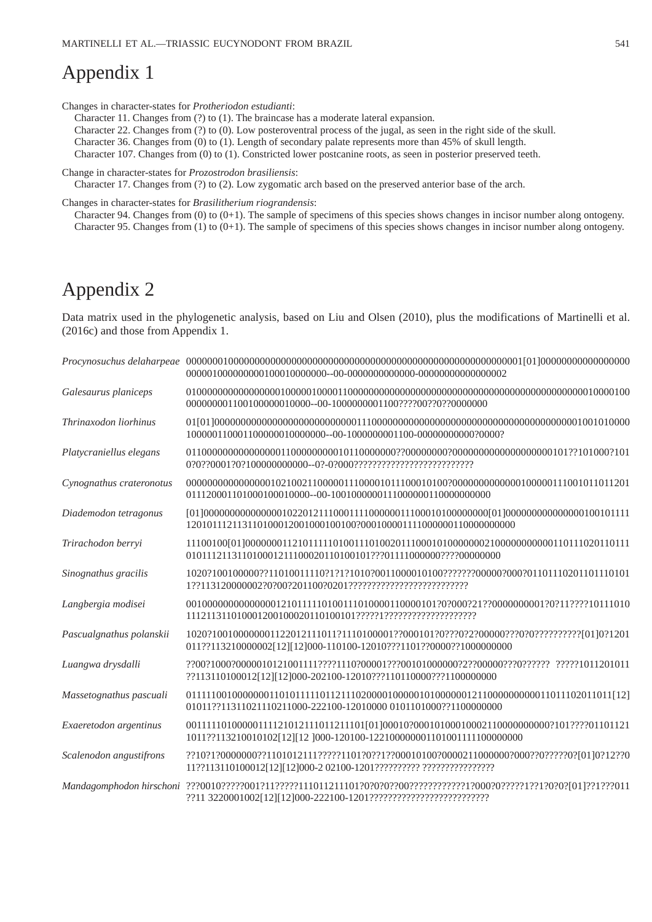# Appendix 1

Changes in character-states for *Protheriodon estudianti*:

Character 11. Changes from (?) to (1). The braincase has a moderate lateral expansion.

Character 22. Changes from (?) to (0). Low posteroventral process of the jugal, as seen in the right side of the skull.

Character 36. Changes from (0) to (1). Length of secondary palate represents more than 45% of skull length.

Character 107. Changes from (0) to (1). Constricted lower postcanine roots, as seen in posterior preserved teeth.

Change in character-states for *Prozostrodon brasiliensis*:

Character 17. Changes from (?) to (2). Low zygomatic arch based on the preserved anterior base of the arch.

Changes in character-states for *Brasilitherium riograndensis*:

Character 94. Changes from (0) to (0+1). The sample of specimens of this species shows changes in incisor number along ontogeny.

Character 95. Changes from (1) to (0+1). The sample of specimens of this species shows changes in incisor number along ontogeny.

# Appendix 2

Data matrix used in the phylogenetic analysis, based on Liu and Olsen (2010), plus the modifications of Martinelli et al. (2016c) and those from Appendix 1.

*Procynosuchus delaharpeae* 00000001000000000000000000000000000000000000000000000000000001[01]00000000000000000 0000010000000001000100000000--00-0000000000000-00000000000000002

*Galesaurus planiceps* 0100000000000000000010000010000110000000000000000000000000000000000000000010000100 00000000110010000001000--00-1000000001100????00??0??0000000

*Thrinaxodon liorhinus* 01[01]000000000000000000000000000111000000000000000000000000000000000001001010000 1000001100011000000100000000--00-1000000001100-00000000000?0000?

*Platycraniellus elegans* 0110000000000000000110000000001011000000000??00000000?000000000000000000101??101000?101 0?0??0001?0?100000000000--0?-0?000???????????????????????????

*Cynognathus crateronotus* 00000000000000000102100211000001110000101110001010 0?000000000000010000011100101101201 01112000110100010001000--00-100100000011100000011000000000

*Diademodon tetragonus* [01]0000000000000001022012111000111100000011100010100000000[01]00000000000000000100101111 1201011121131101000120010001001000?00010000111000000011000000000

*Trirachodon berryi* 11100100[01]000000011210111110100111010020111000101000000021000000000001101110201101111 0101112113110100012111000201101001011???01111000000????00000000

*Sinognathus gracilis* 1020?100100000??11010011110?1?1?1010?0011000010100???????00000?000?01101110201101110101 1??113120000002?0?00?201100?0201??????????????????????????

*Langbergia modisei* 00100000000000000121011111010011101000011000010 1?0?000?21??0000000001?0?11????10111010 11121131101000120010002011010 0101?????1????????????????????

*Pascualgnathus polanskii* 1020?100100000000112201211101 1?1110100001??000101?0???0?2?00000???0?0??????????[01]0?1201 011??113210000002[12][12]000-110100-12010???1101??0000??1000000000

*Luangwa drysdalli* ??00?1000?0000010121001111????1110?00001???00101000000?2??00000???0?????? ?????1011201011 ??113110100012[12][12]000-202100-12010???110110000???1100000000

*Massetognathus pascuali* 01111100100000001101011111011211102000010000010100000012110000000000011011102011011[12] 01011??11311021110211000-222100-12010000 0101101000??1100000000

*Exaeretodon argentinus* 00111110100000111121012111011211101[01]00010?00010100010002110000000000?101????01101121 1011??113210010102[12][12 ]000-120100-1221000000011010011111000000000

*Scalenodon angustifrons* ??10?1?0000000??1101012111?????1101?0??1??00010100?0000211000000?000??0?????0?[01]0?12??0 11??113110100012[12][12]000-2 02100-1201?????????? ????????????????

*Mandagomphodon hirschoni* ???0010?????001?11?????111011211101?0?0?0??00????????????1?000?0?????1??1?0?0?[01]??1???011 ??11 3220001002[12][12]000-222100-1201??????????????????????????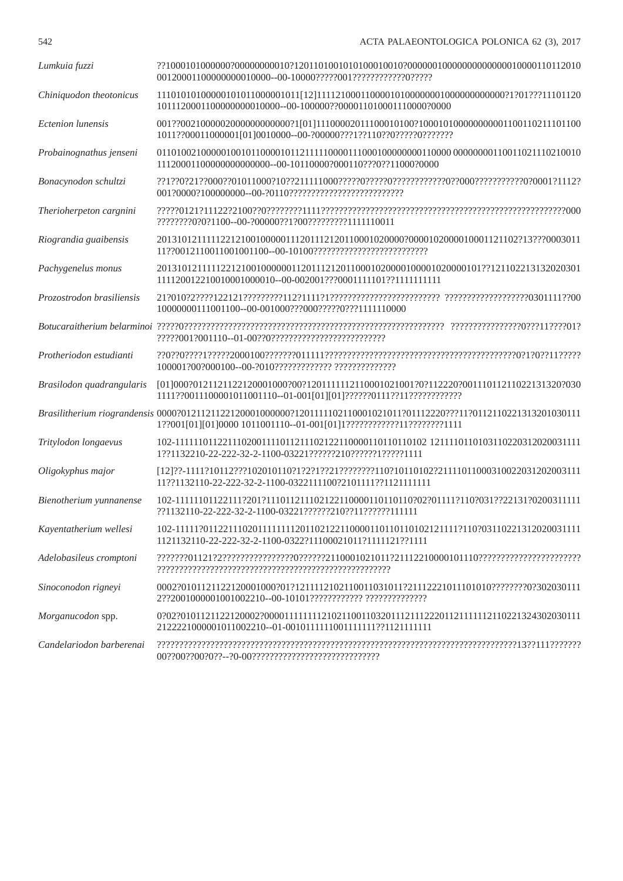| | |
|---|---|
| *Lumkuia fuzzi* | ??1000101000000?00000000010?1201101001010100010010?000000100000000000000100001101120100012000110000000000010000--00-10000?????001????????????0????? |
| *Chiniquodon theotonicus* | 1110101010000010101100000101 1[12]111121000110000101000000010000000000 0?1?01???1110112010111200011000000000010000--00-100000??000011010001110000?0000 |
| *Ectenion lunensis* | 001??0021000002000000000000?1[01]11100002011100010100?100010100000000001100110211101100 1011??00011000001[01]0010000--00-?00000???1??110??0?????0??????? |
| *Probainognathus jenseni* | 0110100210000010010110000101121111100001110001000000001100000000000011001102111021001011120001100000000000000--00-10110000?000110???0??11000?0000 |
| *Bonacynodon schultzi* | ??1??0?21??000??01011000?10??211111000?????0?????0????????????0??000???????????0?0001?1112?001?0000?100000000--00-?0110?????????????????????????? |
| *Therioherpeton cargnini* | ?????0121?11122?2100??0????????1111??????????????????????????????????????????????????????????000 ????????0?0?1100--00-?00000??1?00?????????1111110011 |
| *Riograndia guaibensis* | 20131012111112212100100000112011121201100010200000?000010200001000112110 2?13???0003011 11??0012110011001001100--00-10100??????????????????????????? |
| *Pachygenelus monus* | 201310121111221210010000001120111212011000102000010000102000010 1??1211022131320203011111200122100100010000 10--00-002001???0001111101??1111111111 |
| *Prozostrodon brasiliensis* | 21?010?2????122121?????????112?1111?1??????????????????????????? ??????????????????0301111??00 10000000111001100--00-001000???000?????0???1111110000 |
| *Botucaraitherium belarminoi* | ?????0?????????????????????????????????????????????????????????? ????????????????0???11????01? ?????001?001110--01-00??0?????????????????????????? |
| *Protheriodon estudianti* | ??0??0????1?????2000100???????011111???????????????????????????????????????????0?1?0??11?????100001?00?000100--00-?010????????????? ?????????????? |
| *Brasilodon quadrangularis* | [01]000?0121121122120001000?00?1201111121 1000102100 1?0?112220?0011101121102213132 0?0301111??0011100001011001110--01-001[01][01]??????0111??11???????????? |
| *Brasilitherium riograndensis* | 0000?01211211221200010000 00?120111110211000102 1011?01112220???11?011211022131320103011 11??001[01][01]0000 1011001110--01-001[01]1????????????11????????1111 |
| *Tritylodon longaevus* | 102-11111101122111020011110112111021221100001101101 0102 12111101101031102203120200311111??1132210-22-222-32-2-1100-03221??????210??????1?????1111 |
| *Oligokyphus major* | [12]??-1111?10112???102010110?1?2?1??21????????110?10110102?21111011000310022031202003111 11??1132110-22-222-32-2-1100-0322111100?2101111??1121111111 |
| *Bienotherium yunnanense* | 102-11111101122111?201?11101121110212211000011011011 0?02?01111?110?031??22131?0200311111 ??1132110-22-222-32-2-1100-03221??????210??11??????111111 |
| *Kayentatherium wellesi* | 102-11111?011221110201111111201102122110000110110110 2121111?110?03110221312020031111 1121132110-22-222-32-2-1100-0322?11100021011?1111121??1111 |
| *Adelobasileus cromptoni* | ???????01121?2????????????????0??????2110001021011?211122100001011 10????????????????????? ?????????????????????????????????????????????????????? |
| *Sinoconodon rigneyi* | 0002?01011211221 22000 1000?01?121111210211001103101 1?21112221011101010????????0?302030111 2??2001000001001002210--00-10101???????????? ?????????????? |
| *Morganucodon* spp. | 0?02?01011211221 20002?000011111111210211001103201112111222011211111121102213243020301112122221000001011002210--01-0010111110011111 11??1121111111 |
| *Candelariodon barberenai* | ?????????????????????????????????????????????????????????????????????????????13??111??????? 00??00??00?0??--?0-00????????????????????????????? |